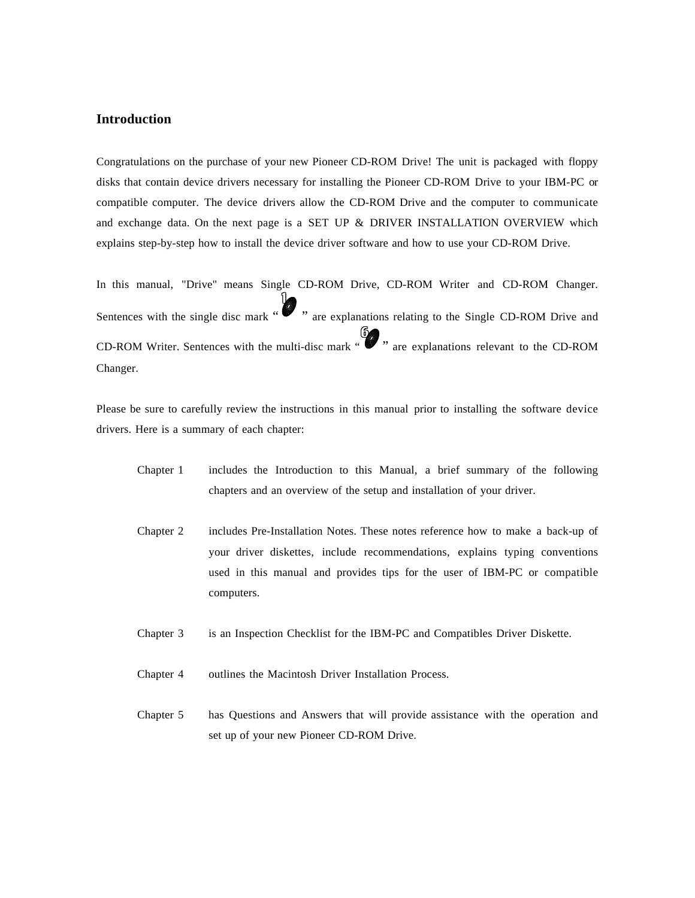# Introduction

Congratulations on the purchase of your new Pioneer CD-ROM Drive! The unit is packaged with floppy disks that contain device drivers necessary for installing the Pioneer CD-ROM Drive to your IBM-PC or compatible computer. The device drivers allow the CD-ROM Drive and the computer to communicate and exchange data. On the next page is a SET UP & DRIVER INSTALLATION OVERVIEW which explains step-by-step how to install the device driver software and how to use your CD-ROM Drive.

In this manual, "Drive" means Single CD-ROM Drive, CD-ROM Writer and CD-ROM Changer. Sentences with the single disc mark “ ” are explanations relating to the Single CD-ROM Drive and CD-ROM Writer. Sentences with the multi-disc mark “ ” are explanations relevant to the CD-ROM Changer.

Please be sure to carefully review the instructions in this manual prior to installing the software device drivers. Here is a summary of each chapter:

| | |
|---|---|
| Chapter 1 | includes the Introduction to this Manual, a brief summary of the following chapters and an overview of the setup and installation of your driver. |
| Chapter 2 | includes Pre-Installation Notes. These notes reference how to make a back-up of your driver diskettes, include recommendations, explains typing conventions used in this manual and provides tips for the user of IBM-PC or compatible computers. |
| Chapter 3 | is an Inspection Checklist for the IBM-PC and Compatibles Driver Diskette. |
| Chapter 4 | outlines the Macintosh Driver Installation Process. |
| Chapter 5 | has Questions and Answers that will provide assistance with the operation and set up of your new Pioneer CD-ROM Drive. |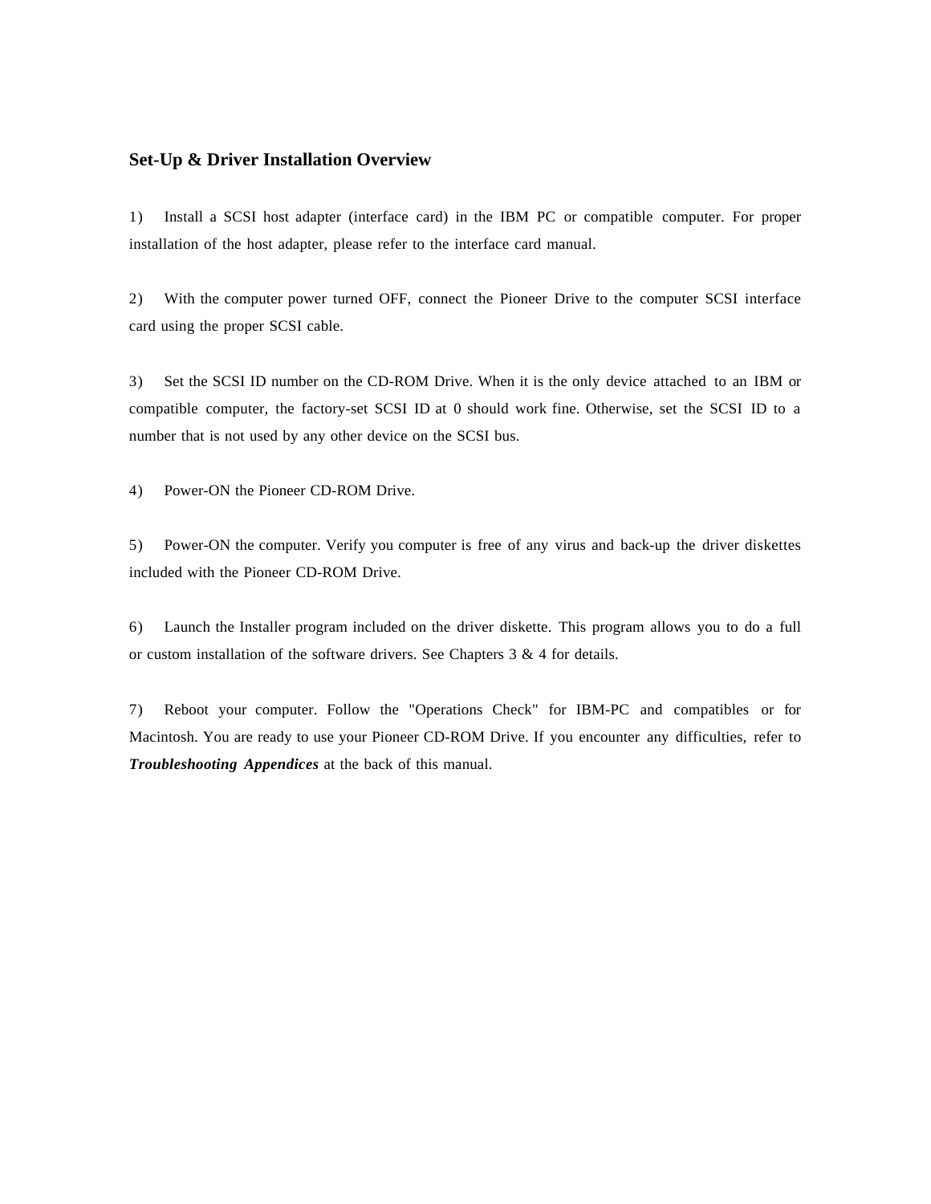## Set-Up & Driver Installation Overview

1) Install a SCSI host adapter (interface card) in the IBM PC or compatible computer. For proper installation of the host adapter, please refer to the interface card manual.

2) With the computer power turned OFF, connect the Pioneer Drive to the computer SCSI interface card using the proper SCSI cable.

3) Set the SCSI ID number on the CD-ROM Drive. When it is the only device attached to an IBM or compatible computer, the factory-set SCSI ID at 0 should work fine. Otherwise, set the SCSI ID to a number that is not used by any other device on the SCSI bus.

4) Power-ON the Pioneer CD-ROM Drive.

5) Power-ON the computer. Verify you computer is free of any virus and back-up the driver diskettes included with the Pioneer CD-ROM Drive.

6) Launch the Installer program included on the driver diskette. This program allows you to do a full or custom installation of the software drivers. See Chapters 3 & 4 for details.

7) Reboot your computer. Follow the "Operations Check" for IBM-PC and compatibles or for Macintosh. You are ready to use your Pioneer CD-ROM Drive. If you encounter any difficulties, refer to ***Troubleshooting Appendices*** at the back of this manual.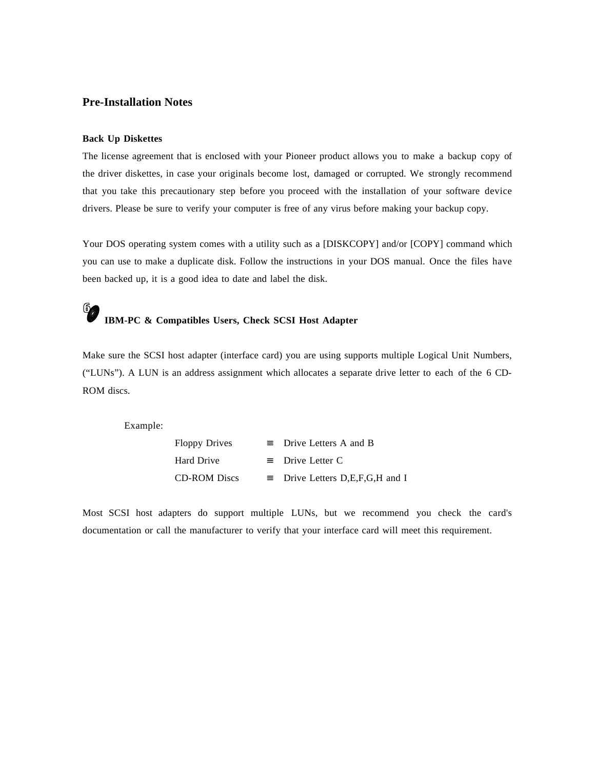## Pre-Installation Notes

**Back Up Diskettes**

The license agreement that is enclosed with your Pioneer product allows you to make a backup copy of the driver diskettes, in case your originals become lost, damaged or corrupted. We strongly recommend that you take this precautionary step before you proceed with the installation of your software device drivers. Please be sure to verify your computer is free of any virus before making your backup copy.

Your DOS operating system comes with a utility such as a [DISKCOPY] and/or [COPY] command which you can use to make a duplicate disk. Follow the instructions in your DOS manual. Once the files have been backed up, it is a good idea to date and label the disk.

**IBM-PC & Compatibles Users, Check SCSI Host Adapter**

Make sure the SCSI host adapter (interface card) you are using supports multiple Logical Unit Numbers, ("LUNs"). A LUN is an address assignment which allocates a separate drive letter to each of the 6 CD-ROM discs.

Example:

| | | |
|---|---|---|
| Floppy Drives | ≡ | Drive Letters A and B |
| Hard Drive | ≡ | Drive Letter C |
| CD-ROM Discs | ≡ | Drive Letters D,E,F,G,H and I |

Most SCSI host adapters do support multiple LUNs, but we recommend you check the card's documentation or call the manufacturer to verify that your interface card will meet this requirement.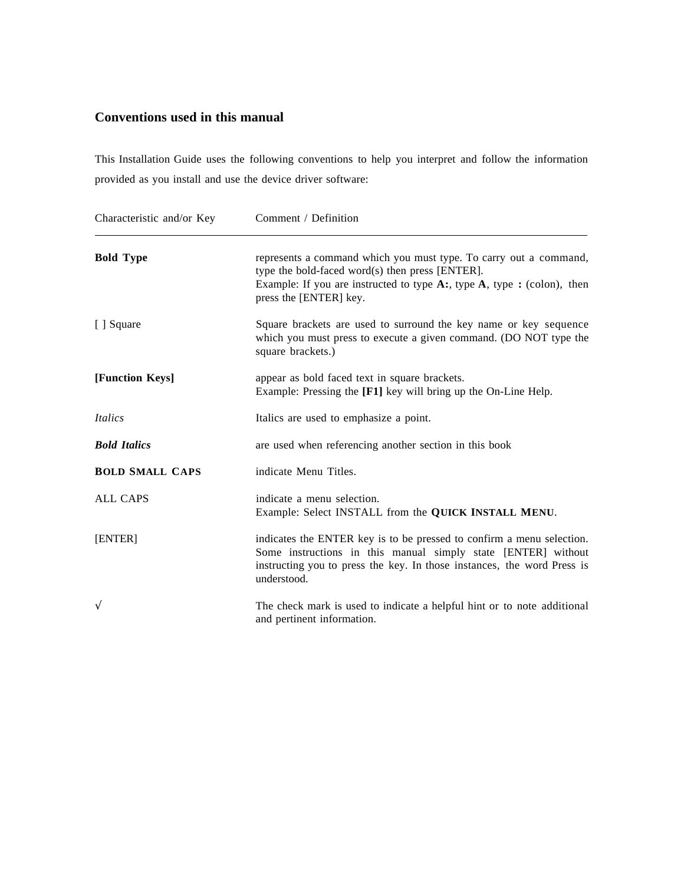## Conventions used in this manual

This Installation Guide uses the following conventions to help you interpret and follow the information provided as you install and use the device driver software:

| Characteristic and/or Key | Comment / Definition |
|---|---|
| **Bold Type** | represents a command which you must type. To carry out a command, type the bold-faced word(s) then press [ENTER].<br>Example: If you are instructed to type **A:**, type **A**, type **:** (colon), then press the [ENTER] key. |
| [ ] Square | Square brackets are used to surround the key name or key sequence which you must press to execute a given command. (DO NOT type the square brackets.) |
| **[Function Keys]** | appear as bold faced text in square brackets.<br>Example: Pressing the **[F1]** key will bring up the On-Line Help. |
| *Italics* | Italics are used to emphasize a point. |
| ***Bold Italics*** | are used when referencing another section in this book |
| **BOLD SMALL CAPS** | indicate Menu Titles. |
| ALL CAPS | indicate a menu selection.<br>Example: Select INSTALL from the **QUICK INSTALL MENU**. |
| [ENTER] | indicates the ENTER key is to be pressed to confirm a menu selection. Some instructions in this manual simply state [ENTER] without instructing you to press the key. In those instances, the word Press is understood. |
| √ | The check mark is used to indicate a helpful hint or to note additional and pertinent information. |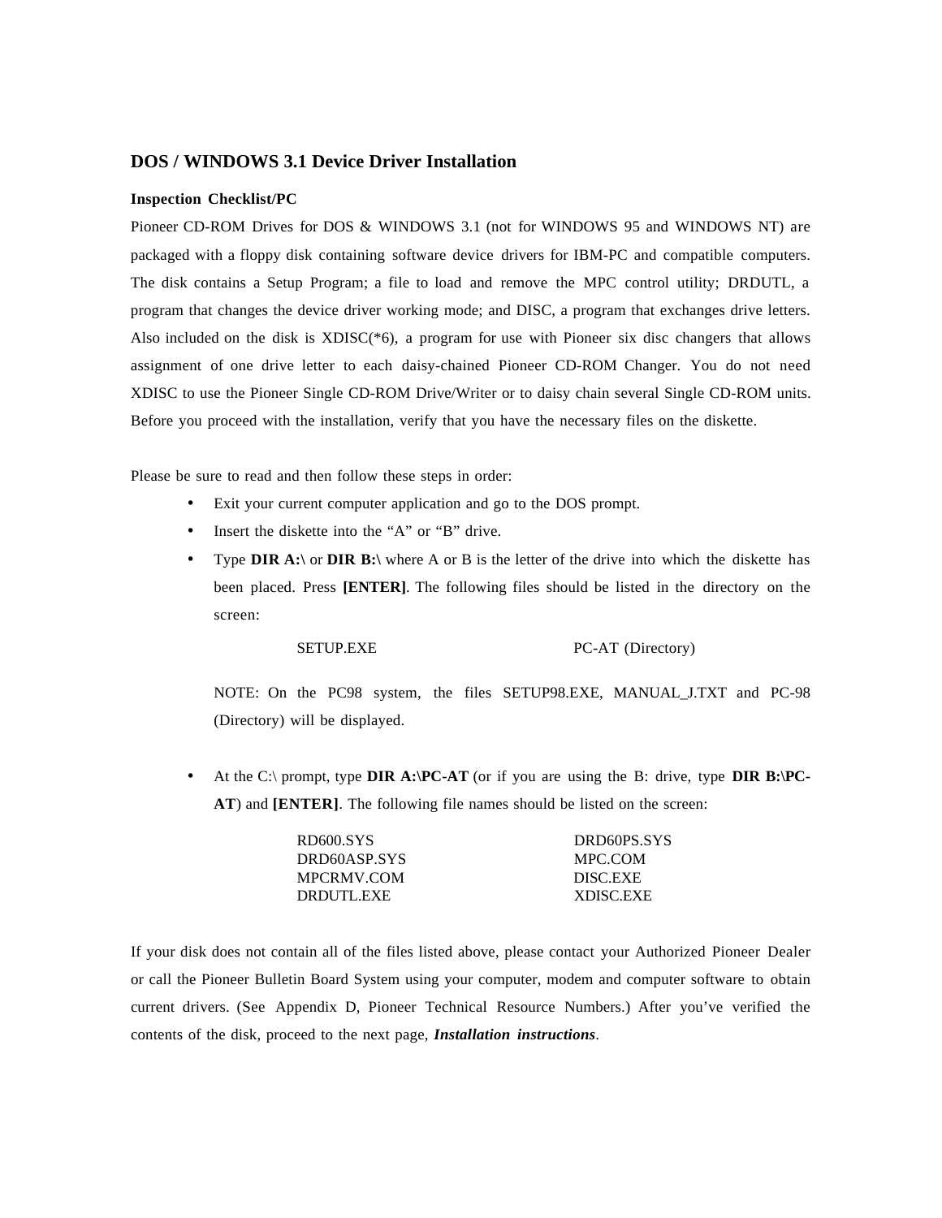## DOS / WINDOWS 3.1 Device Driver Installation

**Inspection Checklist/PC**

Pioneer CD-ROM Drives for DOS & WINDOWS 3.1 (not for WINDOWS 95 and WINDOWS NT) are packaged with a floppy disk containing software device drivers for IBM-PC and compatible computers. The disk contains a Setup Program; a file to load and remove the MPC control utility; DRDUTL, a program that changes the device driver working mode; and DISC, a program that exchanges drive letters. Also included on the disk is XDISC(*6), a program for use with Pioneer six disc changers that allows assignment of one drive letter to each daisy-chained Pioneer CD-ROM Changer. You do not need XDISC to use the Pioneer Single CD-ROM Drive/Writer or to daisy chain several Single CD-ROM units. Before you proceed with the installation, verify that you have the necessary files on the diskette.

Please be sure to read and then follow these steps in order:

- Exit your current computer application and go to the DOS prompt.
- Insert the diskette into the "A" or "B" drive.
- Type **DIR A:\** or **DIR B:\** where A or B is the letter of the drive into which the diskette has been placed. Press **[ENTER]**. The following files should be listed in the directory on the screen:

  | | |
  |---|---|
  | SETUP.EXE | PC-AT (Directory) |

  NOTE: On the PC98 system, the files SETUP98.EXE, MANUAL_J.TXT and PC-98 (Directory) will be displayed.

- At the C:\ prompt, type **DIR A:\PC-AT** (or if you are using the B: drive, type **DIR B:\PC-AT**) and **[ENTER]**. The following file names should be listed on the screen:

  | | |
  |---|---|
  | RD600.SYS | DRD60PS.SYS |
  | DRD60ASP.SYS | MPC.COM |
  | MPCRMV.COM | DISC.EXE |
  | DRDUTL.EXE | XDISC.EXE |

If your disk does not contain all of the files listed above, please contact your Authorized Pioneer Dealer or call the Pioneer Bulletin Board System using your computer, modem and computer software to obtain current drivers. (See Appendix D, Pioneer Technical Resource Numbers.) After you've verified the contents of the disk, proceed to the next page, ***Installation instructions***.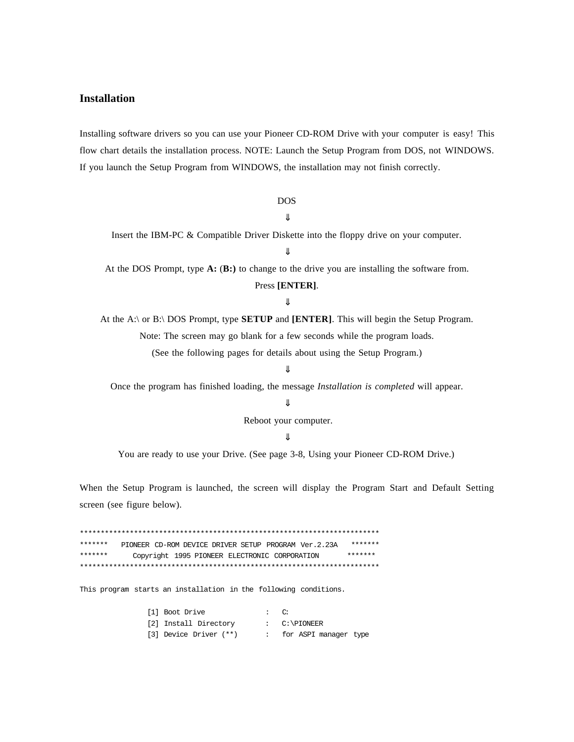## Installation

Installing software drivers so you can use your Pioneer CD-ROM Drive with your computer is easy! This flow chart details the installation process. NOTE: Launch the Setup Program from DOS, not WINDOWS. If you launch the Setup Program from WINDOWS, the installation may not finish correctly.

DOS

⇓

Insert the IBM-PC & Compatible Driver Diskette into the floppy drive on your computer.

⇓

At the DOS Prompt, type **A:** (**B:)** to change to the drive you are installing the software from. Press **[ENTER]**.

⇓

At the A:\ or B:\ DOS Prompt, type **SETUP** and **[ENTER]**. This will begin the Setup Program.
Note: The screen may go blank for a few seconds while the program loads.
(See the following pages for details about using the Setup Program.)

⇓

Once the program has finished loading, the message *Installation is completed* will appear.

⇓

Reboot your computer.

⇓

You are ready to use your Drive. (See page 3-8, Using your Pioneer CD-ROM Drive.)

When the Setup Program is launched, the screen will display the Program Start and Default Setting screen (see figure below).

```
************************************************************************
*******   PIONEER CD-ROM DEVICE DRIVER SETUP PROGRAM Ver.2.23A   *******
*******      Copyright 1995 PIONEER ELECTRONIC CORPORATION       *******
************************************************************************

This program starts an installation in the following conditions.

                [1] Boot Drive              :   C:
                [2] Install Directory       :   C:\PIONEER
                [3] Device Driver (**)      :   for ASPI manager type
```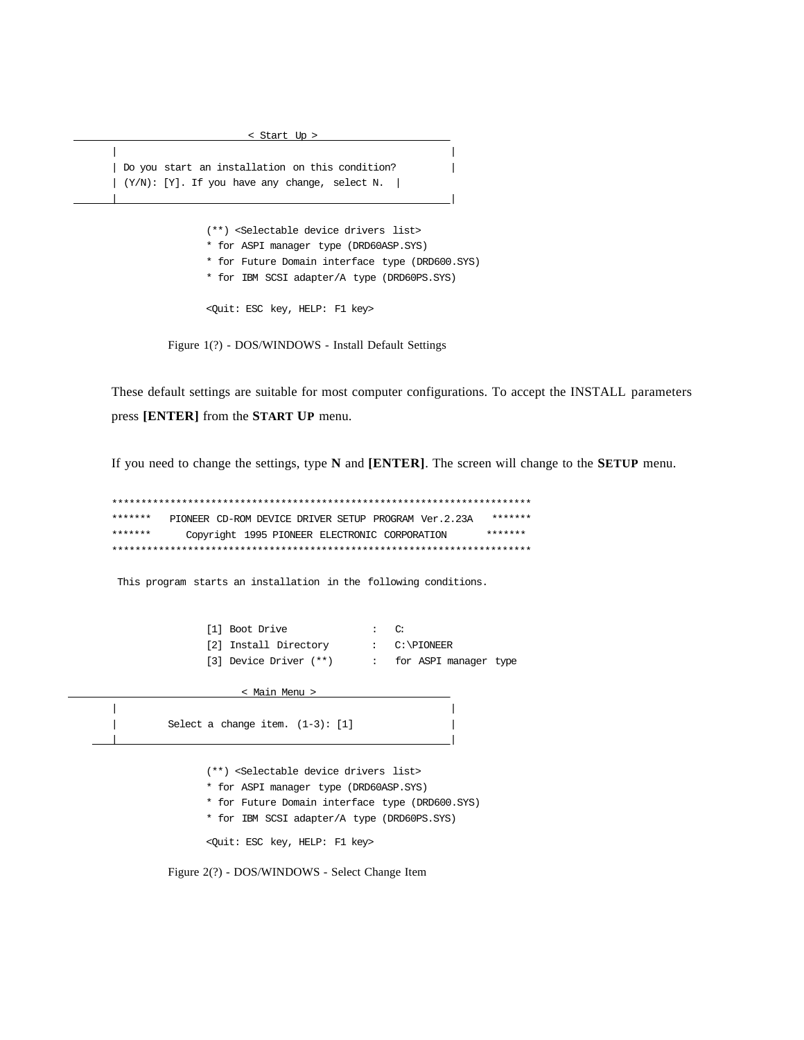```
                              < Start Up >
      |                                                        |
      | Do you start an installation on this condition?        |
      | (Y/N): [Y]. If you have any change, select N.  |
      |________________________________________________________|

                (**) <Selectable device drivers list>
                * for ASPI manager type (DRD60ASP.SYS)
                * for Future Domain interface type (DRD600.SYS)
                * for IBM SCSI adapter/A type (DRD60PS.SYS)

                <Quit: ESC key, HELP: F1 key>
```

Figure 1(?) - DOS/WINDOWS - Install Default Settings

These default settings are suitable for most computer configurations. To accept the INSTALL parameters press **[ENTER]** from the **START UP** menu.

If you need to change the settings, type **N** and **[ENTER]**. The screen will change to the **SETUP** menu.

```
**********************************************************************
*******   PIONEER CD-ROM DEVICE DRIVER SETUP PROGRAM Ver.2.23A   *******
*******      Copyright 1995 PIONEER ELECTRONIC CORPORATION      *******
**********************************************************************

 This program starts an installation in the following conditions.


                [1] Boot Drive              :   C:
                [2] Install Directory       :   C:\PIONEER
                [3] Device Driver (**)      :   for ASPI manager type

                             < Main Menu >
      |                                                        |
      |        Select a change item. (1-3): [1]                |
      |________________________________________________________|

                (**) <Selectable device drivers list>
                * for ASPI manager type (DRD60ASP.SYS)
                * for Future Domain interface type (DRD600.SYS)
                * for IBM SCSI adapter/A type (DRD60PS.SYS)

                <Quit: ESC key, HELP: F1 key>
```

Figure 2(?) - DOS/WINDOWS - Select Change Item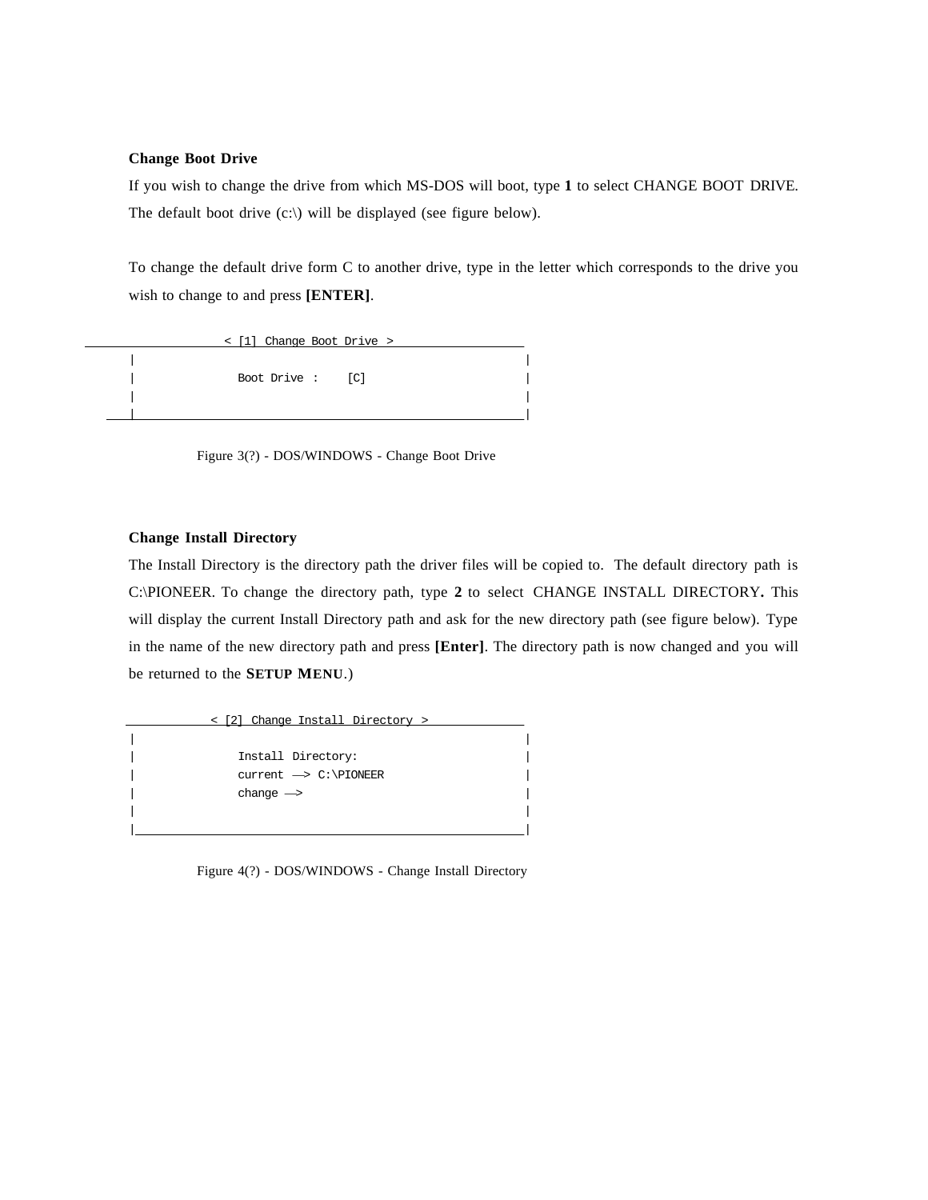**Change Boot Drive**

If you wish to change the drive from which MS-DOS will boot, type **1** to select CHANGE BOOT DRIVE. The default boot drive (c:\) will be displayed (see figure below).

To change the default drive form C to another drive, type in the letter which corresponds to the drive you wish to change to and press **[ENTER]**.

```
____________________< [1] Change Boot Drive >__________________
      |                                                        |
      |               Boot Drive :    [C]                      |
      |                                                        |
   ___|________________________________________________________|
```

Figure 3(?) - DOS/WINDOWS - Change Boot Drive

**Change Install Directory**

The Install Directory is the directory path the driver files will be copied to. The default directory path is C:\PIONEER. To change the directory path, type **2** to select CHANGE INSTALL DIRECTORY**.** This will display the current Install Directory path and ask for the new directory path (see figure below). Type in the name of the new directory path and press **[Enter]**. The directory path is now changed and you will be returned to the **SETUP MENU**.)

```
___________< [2] Change Install Directory >_____________
|                                                        |
|               Install Directory:                       |
|               current —> C:\PIONEER                    |
|               change —>                                |
|                                                        |
|________________________________________________________|
```

Figure 4(?) - DOS/WINDOWS - Change Install Directory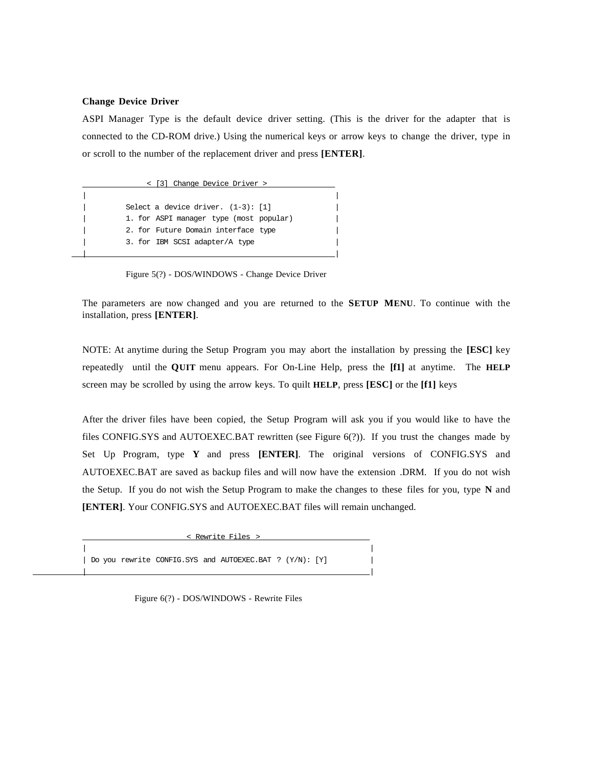**Change Device Driver**

ASPI Manager Type is the default device driver setting. (This is the driver for the adapter that is connected to the CD-ROM drive.) Using the numerical keys or arrow keys to change the driver, type in or scroll to the number of the replacement driver and press **[ENTER]**.

```
_______________< [3] Change Device Driver >_______________
|                                                        |
|        Select a device driver. (1-3): [1]              |
|        1. for ASPI manager type (most popular)         |
|        2. for Future Domain interface type             |
|        3. for IBM SCSI adapter/A type                  |
|________________________________________________________|
```

Figure 5(?) - DOS/WINDOWS - Change Device Driver

The parameters are now changed and you are returned to the **SETUP MENU**. To continue with the installation, press **[ENTER]**.

NOTE: At anytime during the Setup Program you may abort the installation by pressing the **[ESC]** key repeatedly until the **QUIT** menu appears. For On-Line Help, press the **[f1]** at anytime. The **HELP** screen may be scrolled by using the arrow keys. To quilt **HELP**, press **[ESC]** or the **[f1]** keys

After the driver files have been copied, the Setup Program will ask you if you would like to have the files CONFIG.SYS and AUTOEXEC.BAT rewritten (see Figure 6(?)). If you trust the changes made by Set Up Program, type **Y** and press **[ENTER]**. The original versions of CONFIG.SYS and AUTOEXEC.BAT are saved as backup files and will now have the extension .DRM. If you do not wish the Setup. If you do not wish the Setup Program to make the changes to these files for you, type **N** and **[ENTER]**. Your CONFIG.SYS and AUTOEXEC.BAT files will remain unchanged.

```
________________________< Rewrite Files >________________________
|                                                               |
| Do you rewrite CONFIG.SYS and AUTOEXEC.BAT ? (Y/N): [Y]       |
|_______________________________________________________________|
```

Figure 6(?) - DOS/WINDOWS - Rewrite Files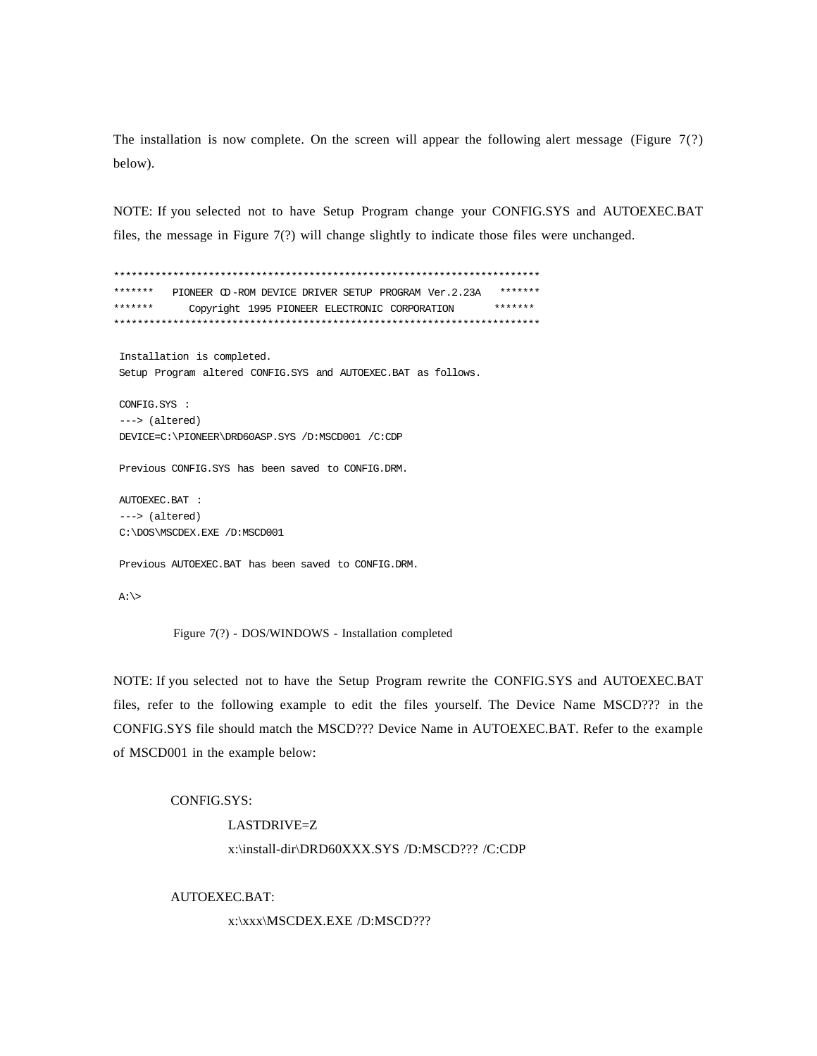The installation is now complete. On the screen will appear the following alert message (Figure 7(?) below).

NOTE: If you selected not to have Setup Program change your CONFIG.SYS and AUTOEXEC.BAT files, the message in Figure 7(?) will change slightly to indicate those files were unchanged.

```
**********************************************************************
*******   PIONEER CD-ROM DEVICE DRIVER SETUP PROGRAM Ver.2.23A   *******
*******      Copyright 1995 PIONEER ELECTRONIC CORPORATION      *******
**********************************************************************

 Installation is completed.
 Setup Program altered CONFIG.SYS and AUTOEXEC.BAT as follows.

 CONFIG.SYS :
 ---> (altered)
 DEVICE=C:\PIONEER\DRD60ASP.SYS /D:MSCD001 /C:CDP

 Previous CONFIG.SYS has been saved to CONFIG.DRM.

 AUTOEXEC.BAT :
 ---> (altered)
 C:\DOS\MSCDEX.EXE /D:MSCD001

 Previous AUTOEXEC.BAT has been saved to CONFIG.DRM.

 A:\>
```

Figure 7(?) - DOS/WINDOWS - Installation completed

NOTE: If you selected not to have the Setup Program rewrite the CONFIG.SYS and AUTOEXEC.BAT files, refer to the following example to edit the files yourself. The Device Name MSCD??? in the CONFIG.SYS file should match the MSCD??? Device Name in AUTOEXEC.BAT. Refer to the example of MSCD001 in the example below:

```
CONFIG.SYS:
    LASTDRIVE=Z
    x:\install-dir\DRD60XXX.SYS /D:MSCD??? /C:CDP

AUTOEXEC.BAT:
    x:\xxx\MSCDEX.EXE /D:MSCD???
```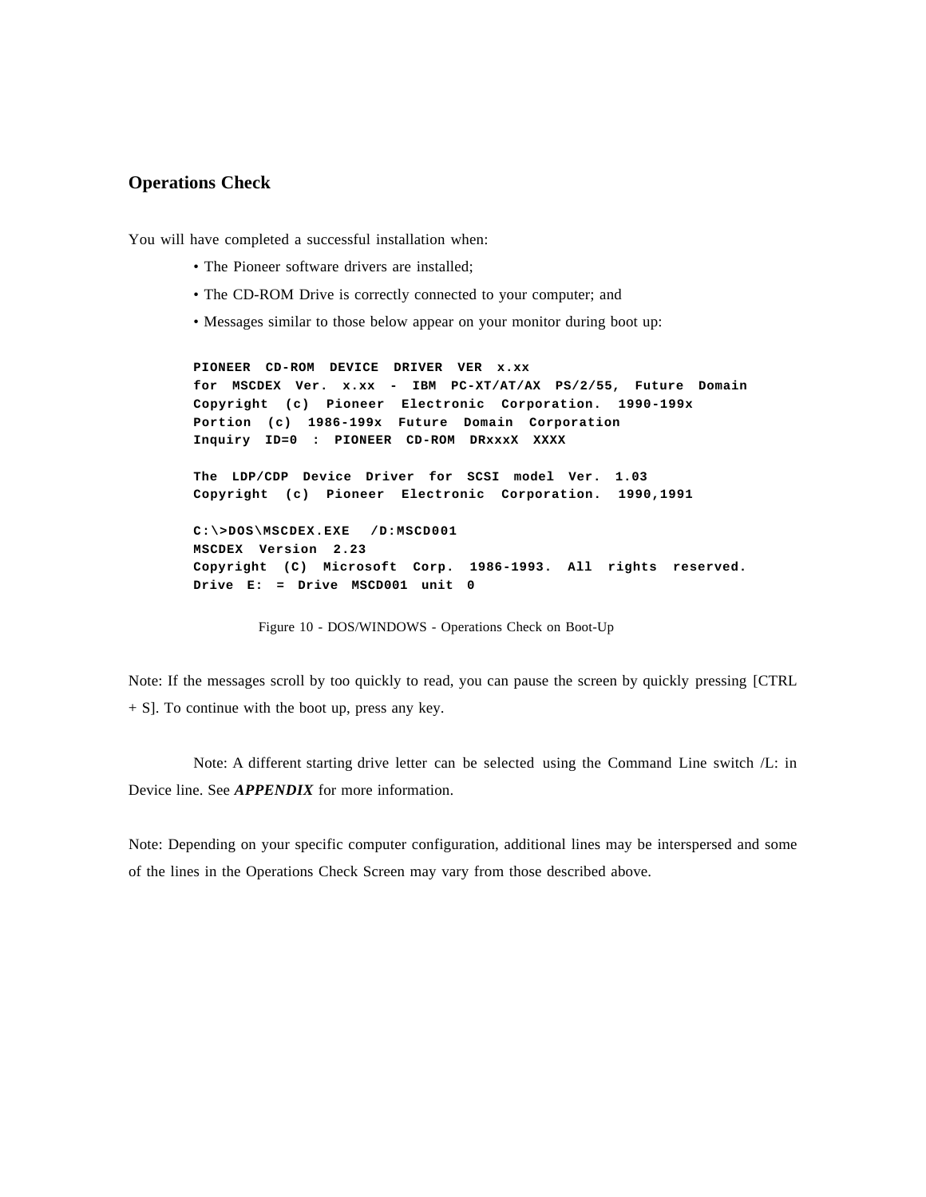## Operations Check

You will have completed a successful installation when:

- The Pioneer software drivers are installed;
- The CD-ROM Drive is correctly connected to your computer; and
- Messages similar to those below appear on your monitor during boot up:

```
PIONEER  CD-ROM  DEVICE  DRIVER  VER  x.xx
for  MSCDEX  Ver.  x.xx  -  IBM  PC-XT/AT/AX  PS/2/55,  Future  Domain
Copyright  (c)  Pioneer  Electronic  Corporation.  1990-199x
Portion  (c)  1986-199x  Future  Domain  Corporation
Inquiry  ID=0  :  PIONEER  CD-ROM  DRxxxX  XXXX

The  LDP/CDP  Device  Driver  for  SCSI  model  Ver.  1.03
Copyright  (c)  Pioneer  Electronic  Corporation.  1990,1991

C:\>DOS\MSCDEX.EXE   /D:MSCD001
MSCDEX  Version  2.23
Copyright  (C)  Microsoft  Corp.  1986-1993.  All  rights  reserved.
Drive  E:  =  Drive  MSCD001  unit  0
```

Figure 10 - DOS/WINDOWS - Operations Check on Boot-Up

Note: If the messages scroll by too quickly to read, you can pause the screen by quickly pressing [CTRL + S]. To continue with the boot up, press any key.

Note: A different starting drive letter can be selected using the Command Line switch /L: in Device line. See ***APPENDIX*** for more information.

Note: Depending on your specific computer configuration, additional lines may be interspersed and some of the lines in the Operations Check Screen may vary from those described above.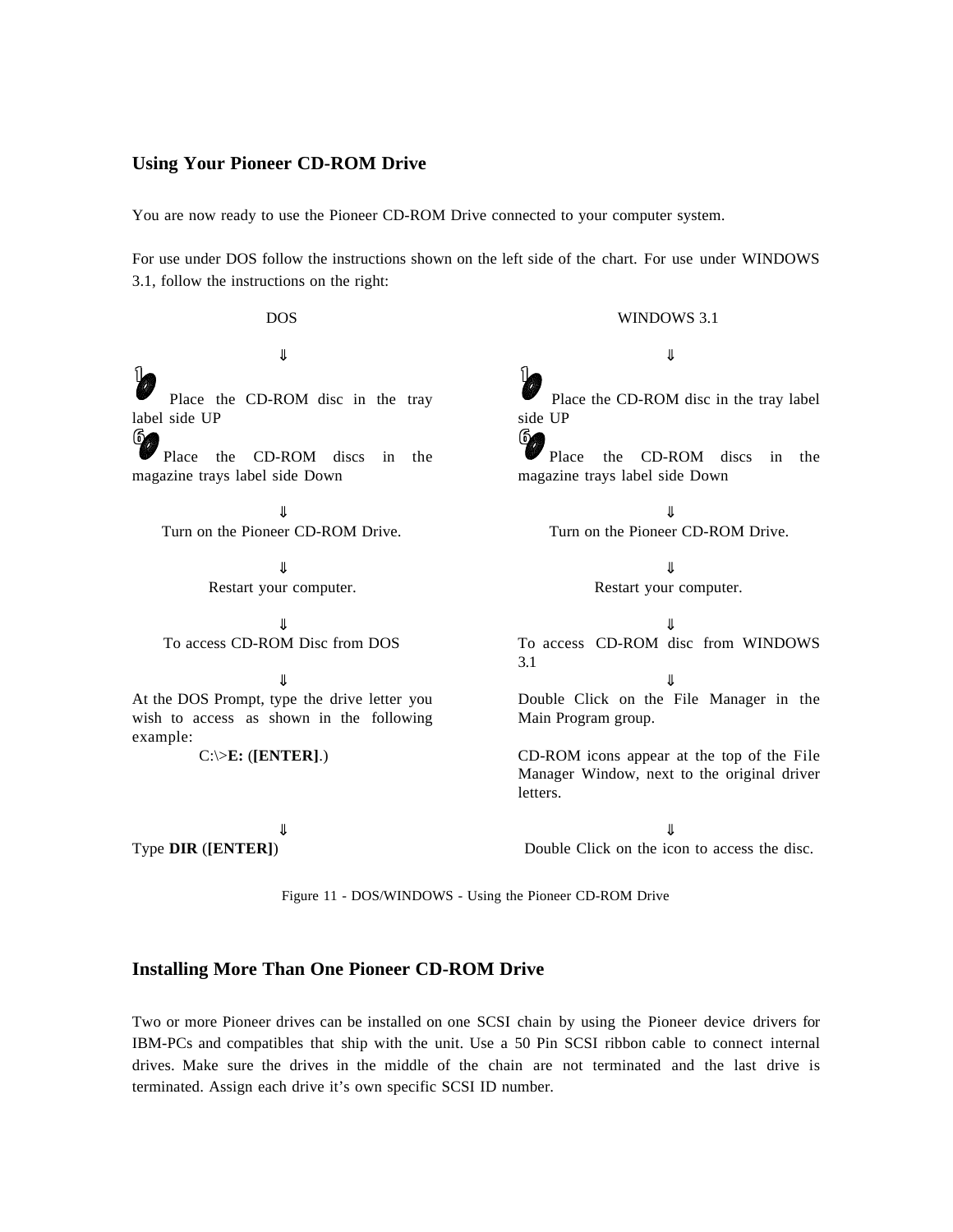## Using Your Pioneer CD-ROM Drive

You are now ready to use the Pioneer CD-ROM Drive connected to your computer system.

For use under DOS follow the instructions shown on the left side of the chart. For use under WINDOWS 3.1, follow the instructions on the right:

| DOS | WINDOWS 3.1 |
|---|---|
| ⇓ | ⇓ |
| 1 Place the CD-ROM disc in the tray label side UP<br>6 Place the CD-ROM discs in the magazine trays label side Down | 1 Place the CD-ROM disc in the tray label side UP<br>6 Place the CD-ROM discs in the magazine trays label side Down |
| ⇓ | ⇓ |
| Turn on the Pioneer CD-ROM Drive. | Turn on the Pioneer CD-ROM Drive. |
| ⇓ | ⇓ |
| Restart your computer. | Restart your computer. |
| ⇓ | ⇓ |
| To access CD-ROM Disc from DOS | To access CD-ROM disc from WINDOWS 3.1 |
| ⇓ | ⇓ |
| At the DOS Prompt, type the drive letter you wish to access as shown in the following example:<br>C:\>**E:** (**[ENTER]**.) | Double Click on the File Manager in the Main Program group.<br><br>CD-ROM icons appear at the top of the File Manager Window, next to the original driver letters. |
| ⇓ | ⇓ |
| Type **DIR** (**[ENTER]**) | Double Click on the icon to access the disc. |

Figure 11 - DOS/WINDOWS - Using the Pioneer CD-ROM Drive

## Installing More Than One Pioneer CD-ROM Drive

Two or more Pioneer drives can be installed on one SCSI chain by using the Pioneer device drivers for IBM-PCs and compatibles that ship with the unit. Use a 50 Pin SCSI ribbon cable to connect internal drives. Make sure the drives in the middle of the chain are not terminated and the last drive is terminated. Assign each drive it's own specific SCSI ID number.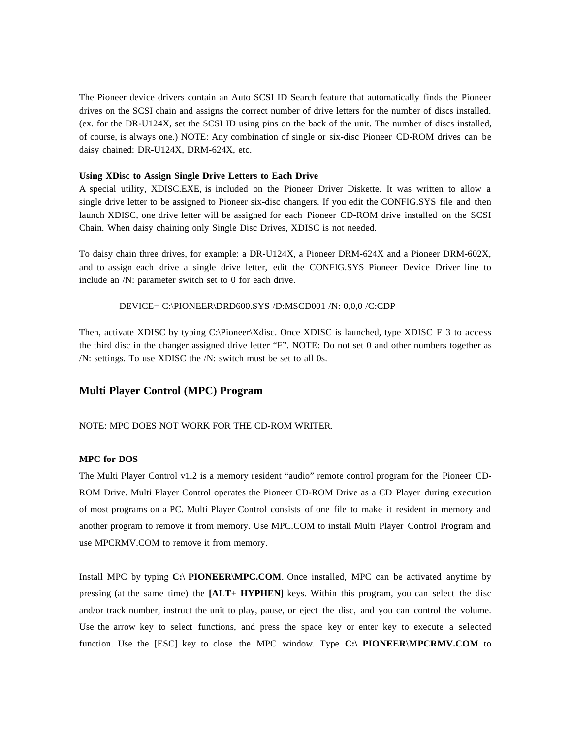The Pioneer device drivers contain an Auto SCSI ID Search feature that automatically finds the Pioneer drives on the SCSI chain and assigns the correct number of drive letters for the number of discs installed. (ex. for the DR-U124X, set the SCSI ID using pins on the back of the unit. The number of discs installed, of course, is always one.) NOTE: Any combination of single or six-disc Pioneer CD-ROM drives can be daisy chained: DR-U124X, DRM-624X, etc.

**Using XDisc to Assign Single Drive Letters to Each Drive**

A special utility, XDISC.EXE, is included on the Pioneer Driver Diskette. It was written to allow a single drive letter to be assigned to Pioneer six-disc changers. If you edit the CONFIG.SYS file and then launch XDISC, one drive letter will be assigned for each Pioneer CD-ROM drive installed on the SCSI Chain. When daisy chaining only Single Disc Drives, XDISC is not needed.

To daisy chain three drives, for example: a DR-U124X, a Pioneer DRM-624X and a Pioneer DRM-602X, and to assign each drive a single drive letter, edit the CONFIG.SYS Pioneer Device Driver line to include an /N: parameter switch set to 0 for each drive.

```
DEVICE= C:\PIONEER\DRD600.SYS /D:MSCD001 /N: 0,0,0 /C:CDP
```

Then, activate XDISC by typing C:\Pioneer\Xdisc. Once XDISC is launched, type XDISC F 3 to access the third disc in the changer assigned drive letter "F". NOTE: Do not set 0 and other numbers together as /N: settings. To use XDISC the /N: switch must be set to all 0s.

## Multi Player Control (MPC) Program

NOTE: MPC DOES NOT WORK FOR THE CD-ROM WRITER.

**MPC for DOS**

The Multi Player Control v1.2 is a memory resident "audio" remote control program for the Pioneer CD-ROM Drive. Multi Player Control operates the Pioneer CD-ROM Drive as a CD Player during execution of most programs on a PC. Multi Player Control consists of one file to make it resident in memory and another program to remove it from memory. Use MPC.COM to install Multi Player Control Program and use MPCRMV.COM to remove it from memory.

Install MPC by typing **C:\ PIONEER\MPC.COM**. Once installed, MPC can be activated anytime by pressing (at the same time) the **[ALT+ HYPHEN]** keys. Within this program, you can select the disc and/or track number, instruct the unit to play, pause, or eject the disc, and you can control the volume. Use the arrow key to select functions, and press the space key or enter key to execute a selected function. Use the [ESC] key to close the MPC window. Type **C:\ PIONEER\MPCRMV.COM** to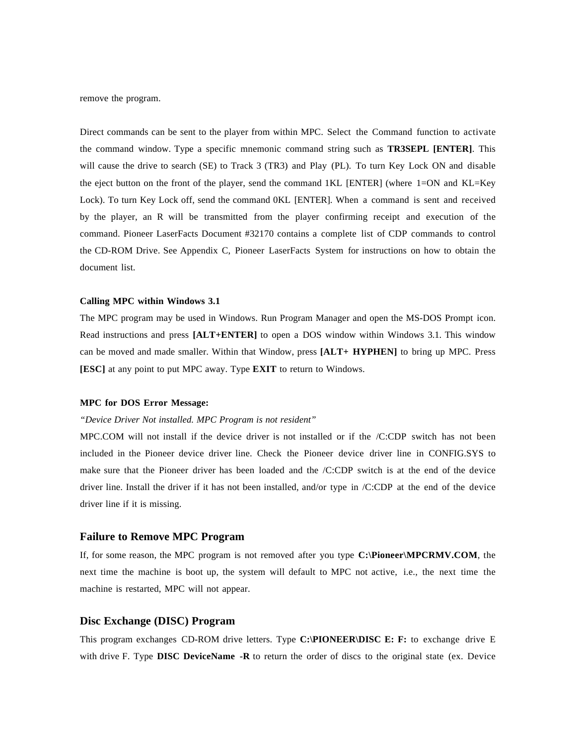remove the program.

Direct commands can be sent to the player from within MPC. Select the Command function to activate the command window. Type a specific mnemonic command string such as **TR3SEPL [ENTER]**. This will cause the drive to search (SE) to Track 3 (TR3) and Play (PL). To turn Key Lock ON and disable the eject button on the front of the player, send the command 1KL [ENTER] (where 1=ON and KL=Key Lock). To turn Key Lock off, send the command 0KL [ENTER]. When a command is sent and received by the player, an R will be transmitted from the player confirming receipt and execution of the command. Pioneer LaserFacts Document #32170 contains a complete list of CDP commands to control the CD-ROM Drive. See Appendix C, Pioneer LaserFacts System for instructions on how to obtain the document list.

**Calling MPC within Windows 3.1**

The MPC program may be used in Windows. Run Program Manager and open the MS-DOS Prompt icon. Read instructions and press **[ALT+ENTER]** to open a DOS window within Windows 3.1. This window can be moved and made smaller. Within that Window, press **[ALT+ HYPHEN]** to bring up MPC. Press **[ESC]** at any point to put MPC away. Type **EXIT** to return to Windows.

**MPC for DOS Error Message:**

*"Device Driver Not installed. MPC Program is not resident"*

MPC.COM will not install if the device driver is not installed or if the /C:CDP switch has not been included in the Pioneer device driver line. Check the Pioneer device driver line in CONFIG.SYS to make sure that the Pioneer driver has been loaded and the /C:CDP switch is at the end of the device driver line. Install the driver if it has not been installed, and/or type in /C:CDP at the end of the device driver line if it is missing.

## Failure to Remove MPC Program

If, for some reason, the MPC program is not removed after you type **C:\Pioneer\MPCRMV.COM**, the next time the machine is boot up, the system will default to MPC not active, i.e., the next time the machine is restarted, MPC will not appear.

## Disc Exchange (DISC) Program

This program exchanges CD-ROM drive letters. Type **C:\PIONEER\DISC E: F:** to exchange drive E with drive F. Type **DISC DeviceName -R** to return the order of discs to the original state (ex. Device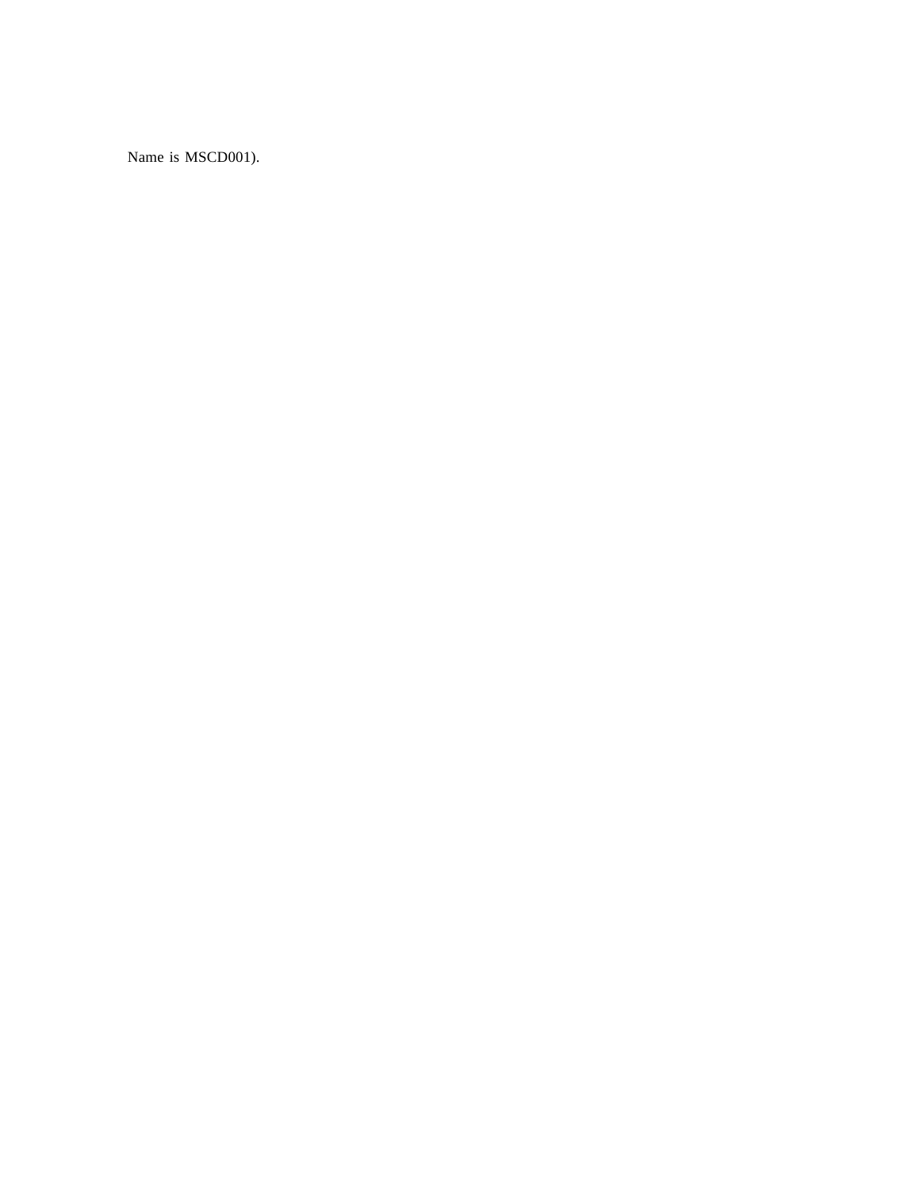Name is MSCD001).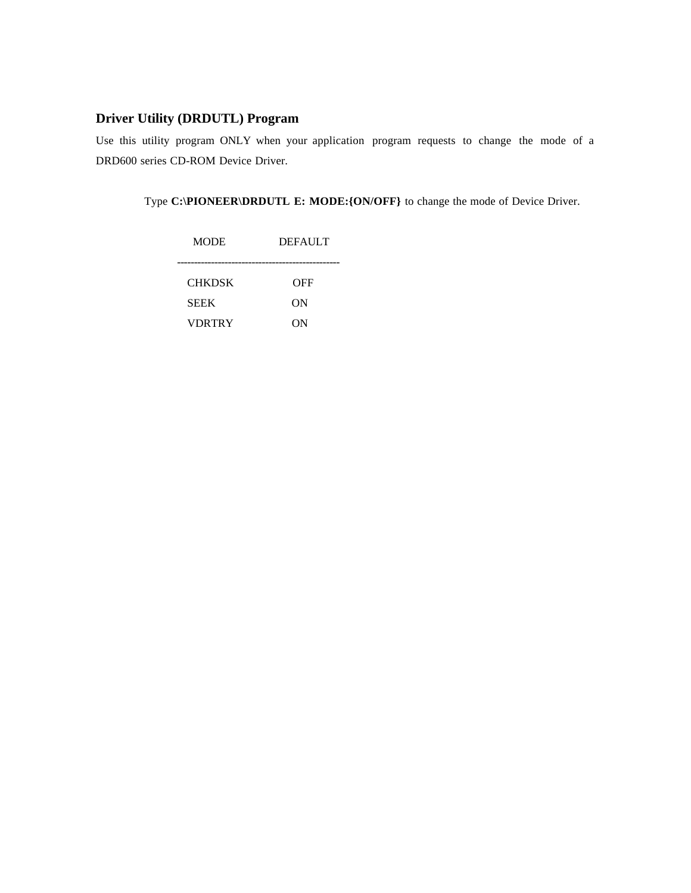## Driver Utility (DRDUTL) Program

Use this utility program ONLY when your application program requests to change the mode of a DRD600 series CD-ROM Device Driver.

Type **C:\PIONEER\DRDUTL E: MODE:{ON/OFF}** to change the mode of Device Driver.

| MODE | DEFAULT |
|---|---|
| CHKDSK | OFF |
| SEEK | ON |
| VDRTRY | ON |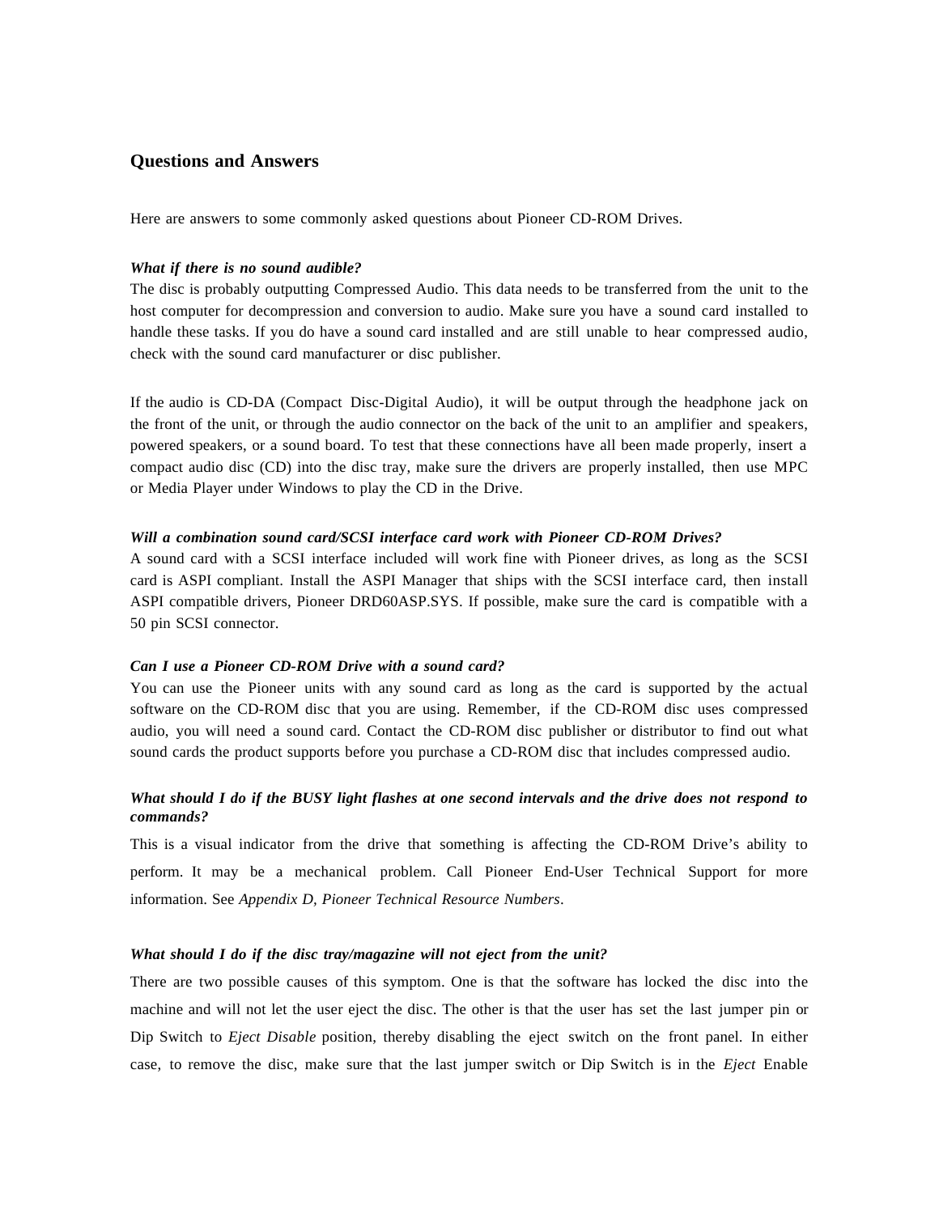## Questions and Answers

Here are answers to some commonly asked questions about Pioneer CD-ROM Drives.

***What if there is no sound audible?***

The disc is probably outputting Compressed Audio. This data needs to be transferred from the unit to the host computer for decompression and conversion to audio. Make sure you have a sound card installed to handle these tasks. If you do have a sound card installed and are still unable to hear compressed audio, check with the sound card manufacturer or disc publisher.

If the audio is CD-DA (Compact Disc-Digital Audio), it will be output through the headphone jack on the front of the unit, or through the audio connector on the back of the unit to an amplifier and speakers, powered speakers, or a sound board. To test that these connections have all been made properly, insert a compact audio disc (CD) into the disc tray, make sure the drivers are properly installed, then use MPC or Media Player under Windows to play the CD in the Drive.

***Will a combination sound card/SCSI interface card work with Pioneer CD-ROM Drives?***

A sound card with a SCSI interface included will work fine with Pioneer drives, as long as the SCSI card is ASPI compliant. Install the ASPI Manager that ships with the SCSI interface card, then install ASPI compatible drivers, Pioneer DRD60ASP.SYS. If possible, make sure the card is compatible with a 50 pin SCSI connector.

***Can I use a Pioneer CD-ROM Drive with a sound card?***

You can use the Pioneer units with any sound card as long as the card is supported by the actual software on the CD-ROM disc that you are using. Remember, if the CD-ROM disc uses compressed audio, you will need a sound card. Contact the CD-ROM disc publisher or distributor to find out what sound cards the product supports before you purchase a CD-ROM disc that includes compressed audio.

***What should I do if the BUSY light flashes at one second intervals and the drive does not respond to commands?***

This is a visual indicator from the drive that something is affecting the CD-ROM Drive's ability to perform. It may be a mechanical problem. Call Pioneer End-User Technical Support for more information. See *Appendix D, Pioneer Technical Resource Numbers*.

***What should I do if the disc tray/magazine will not eject from the unit?***

There are two possible causes of this symptom. One is that the software has locked the disc into the machine and will not let the user eject the disc. The other is that the user has set the last jumper pin or Dip Switch to *Eject Disable* position, thereby disabling the eject switch on the front panel. In either case, to remove the disc, make sure that the last jumper switch or Dip Switch is in the *Eject* Enable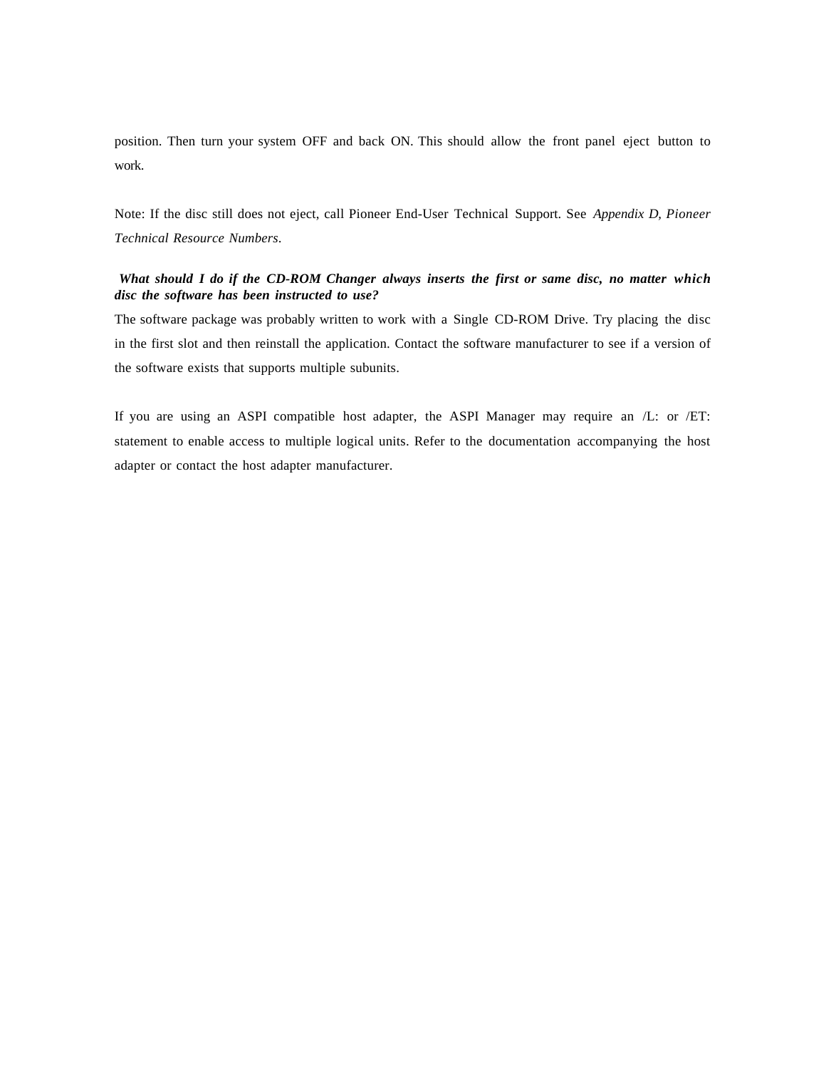position. Then turn your system OFF and back ON. This should allow the front panel eject button to work.

Note: If the disc still does not eject, call Pioneer End-User Technical Support. See *Appendix D, Pioneer Technical Resource Numbers*.

***What should I do if the CD-ROM Changer always inserts the first or same disc, no matter which disc the software has been instructed to use?***

The software package was probably written to work with a Single CD-ROM Drive. Try placing the disc in the first slot and then reinstall the application. Contact the software manufacturer to see if a version of the software exists that supports multiple subunits.

If you are using an ASPI compatible host adapter, the ASPI Manager may require an /L: or /ET: statement to enable access to multiple logical units. Refer to the documentation accompanying the host adapter or contact the host adapter manufacturer.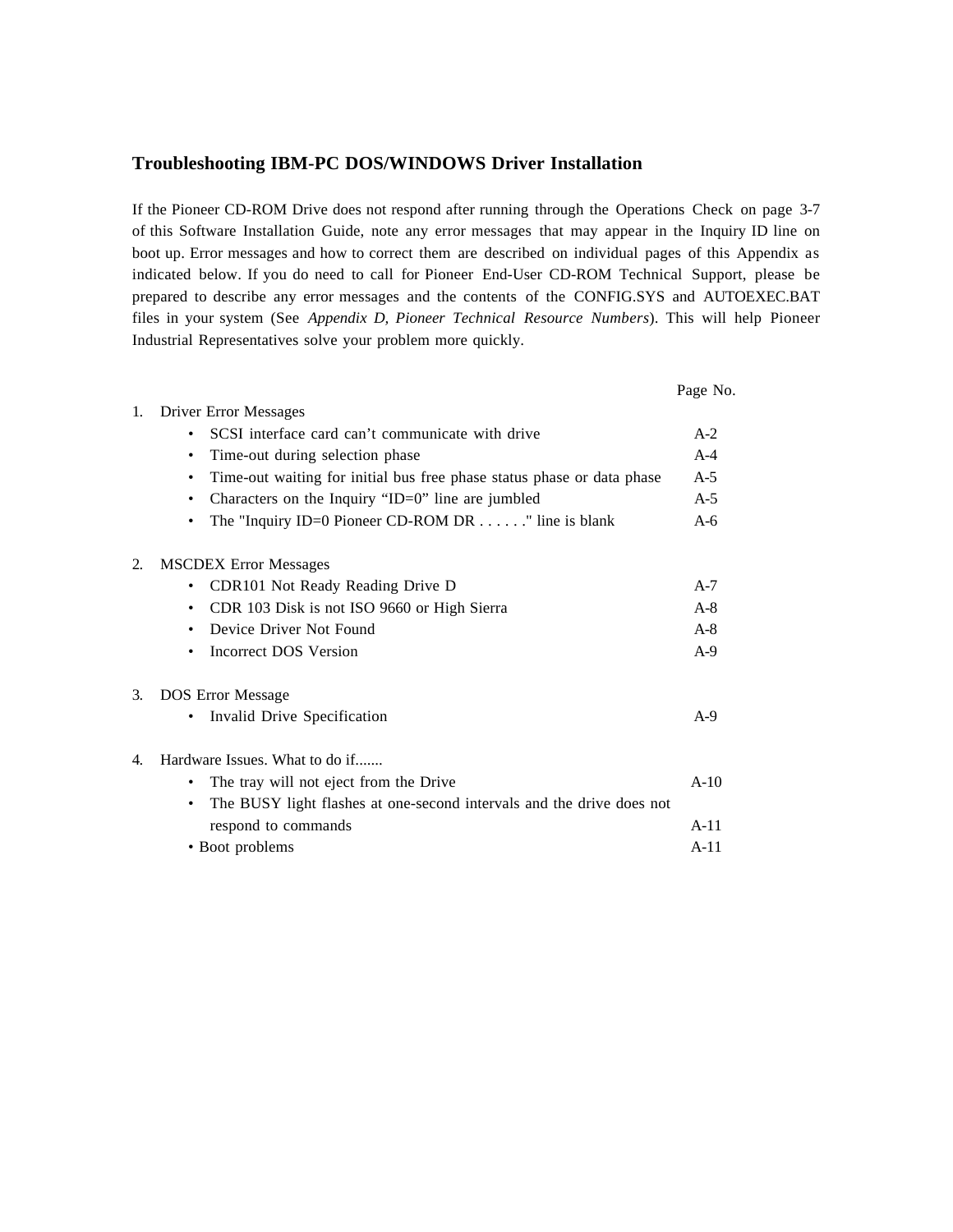## Troubleshooting IBM-PC DOS/WINDOWS Driver Installation

If the Pioneer CD-ROM Drive does not respond after running through the Operations Check on page 3-7 of this Software Installation Guide, note any error messages that may appear in the Inquiry ID line on boot up. Error messages and how to correct them are described on individual pages of this Appendix as indicated below. If you do need to call for Pioneer End-User CD-ROM Technical Support, please be prepared to describe any error messages and the contents of the CONFIG.SYS and AUTOEXEC.BAT files in your system (See *Appendix D, Pioneer Technical Resource Numbers*). This will help Pioneer Industrial Representatives solve your problem more quickly.

| | Page No. |
|---|---|
| 1. Driver Error Messages | |
| • SCSI interface card can't communicate with drive | A-2 |
| • Time-out during selection phase | A-4 |
| • Time-out waiting for initial bus free phase status phase or data phase | A-5 |
| • Characters on the Inquiry "ID=0" line are jumbled | A-5 |
| • The "Inquiry ID=0 Pioneer CD-ROM DR . . . . . ." line is blank | A-6 |
| 2. MSCDEX Error Messages | |
| • CDR101 Not Ready Reading Drive D | A-7 |
| • CDR 103 Disk is not ISO 9660 or High Sierra | A-8 |
| • Device Driver Not Found | A-8 |
| • Incorrect DOS Version | A-9 |
| 3. DOS Error Message | |
| • Invalid Drive Specification | A-9 |
| 4. Hardware Issues. What to do if....... | |
| • The tray will not eject from the Drive | A-10 |
| • The BUSY light flashes at one-second intervals and the drive does not respond to commands | A-11 |
| • Boot problems | A-11 |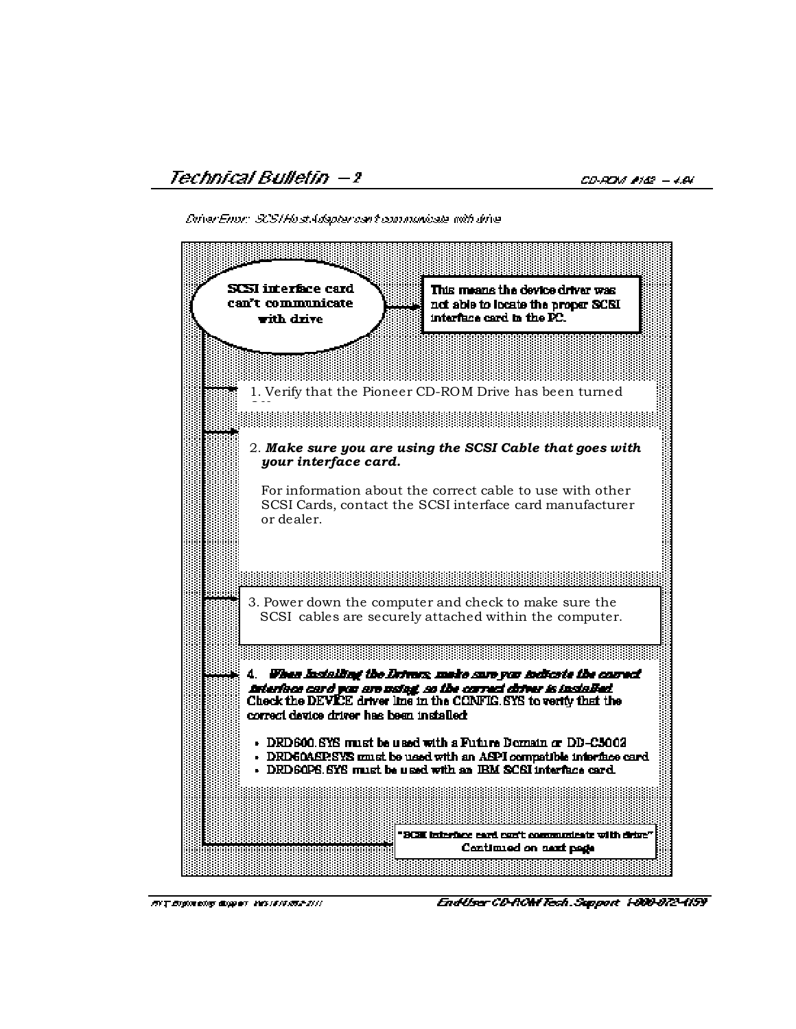Driver Error: SCSI Host Adapter can't communicate with drive

**SCSI interface card can't communicate with drive**

**This means the device driver was not able to locate the proper SCSI interface card in the PC.**

1. Verify that the Pioneer CD-ROM Drive has been turned on.

2. ***Make sure you are using the SCSI Cable that goes with your interface card.***

   For information about the correct cable to use with other SCSI Cards, contact the SCSI interface card manufacturer or dealer.

3. Power down the computer and check to make sure the SCSI cables are securely attached within the computer.

4. ***When installing the Drivers, make sure you indicate the correct interface card you are using, so the correct driver is installed.*** **Check the DEVICE driver line in the CONFIG.SYS to verify that the correct device driver has been installed:**

   - **DRD600.SYS must be used with a Future Domain or DD-C5002**
   - **DRD60ASP.SYS must be used with an ASPI compatible interface card**
   - **DRD60PS.SYS must be used with an IBM SCSI interface card.**

**"SCSI interface card can't communicate with drive" Continued on next page**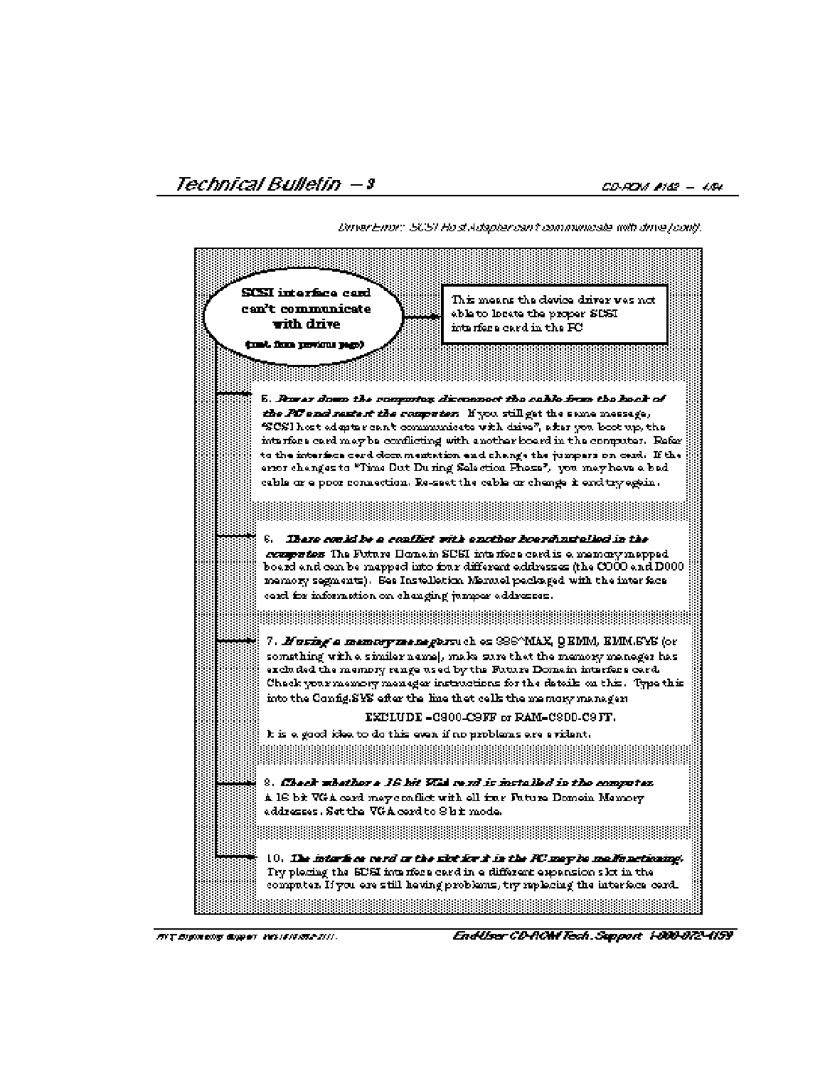Driver Error: SCSI Host Adapter can't communicate with drive (cont).

**SCSI interface card can't communicate with drive**

**(cont. from previous page)**

This means the device driver was not able to locate the proper SCSI interface card in the PC

5. ***Power down the computer, disconnect the cable from the back of the PC and restart the computer.*** If you still get the same message, "SCSI host adapter can't communicate with drive", after you boot up, the interface card may be conflicting with another board in the computer. Refer to the interface card documentation and change the jumpers on card. If the error changes to "Time Out During Selection Phase", you may have a bad cable or a poor connection. Re-seat the cable or change it and try again.

6. ***There could be a conflict with another board installed in the computer.*** The Future Domain SCSI interface card is a memory mapped board and can be mapped into four different addresses (the C000 and D000 memory segments). See Installation Manual packaged with the interface card for information on changing jumper addresses.

7. ***If using a memory manager*** such as 386^MAX, QEMM, EMM.SYS (or something with a similar name), make sure that the memory manager has excluded the memory range used by the Future Domain interface card. Check your memory manager instructions for the details on this. Type this into the Config.SYS after the line that calls the memory manager:

EXCLUDE =C800-C9FF or RAM=C800-C9FF.

It is a good idea to do this even if no problems are evident.

8. ***Check whether a 16 bit VGA card is installed in the computer.*** A 16 bit VGA card may conflict with all four Future Domain Memory addresses. Set the VGA card to 8 bit mode.

10. ***The interface card or the slot for it in the PC may be malfunctioning.*** Try placing the SCSI interface card in a different expansion slot in the computer. If you are still having problems, try replacing the interface card.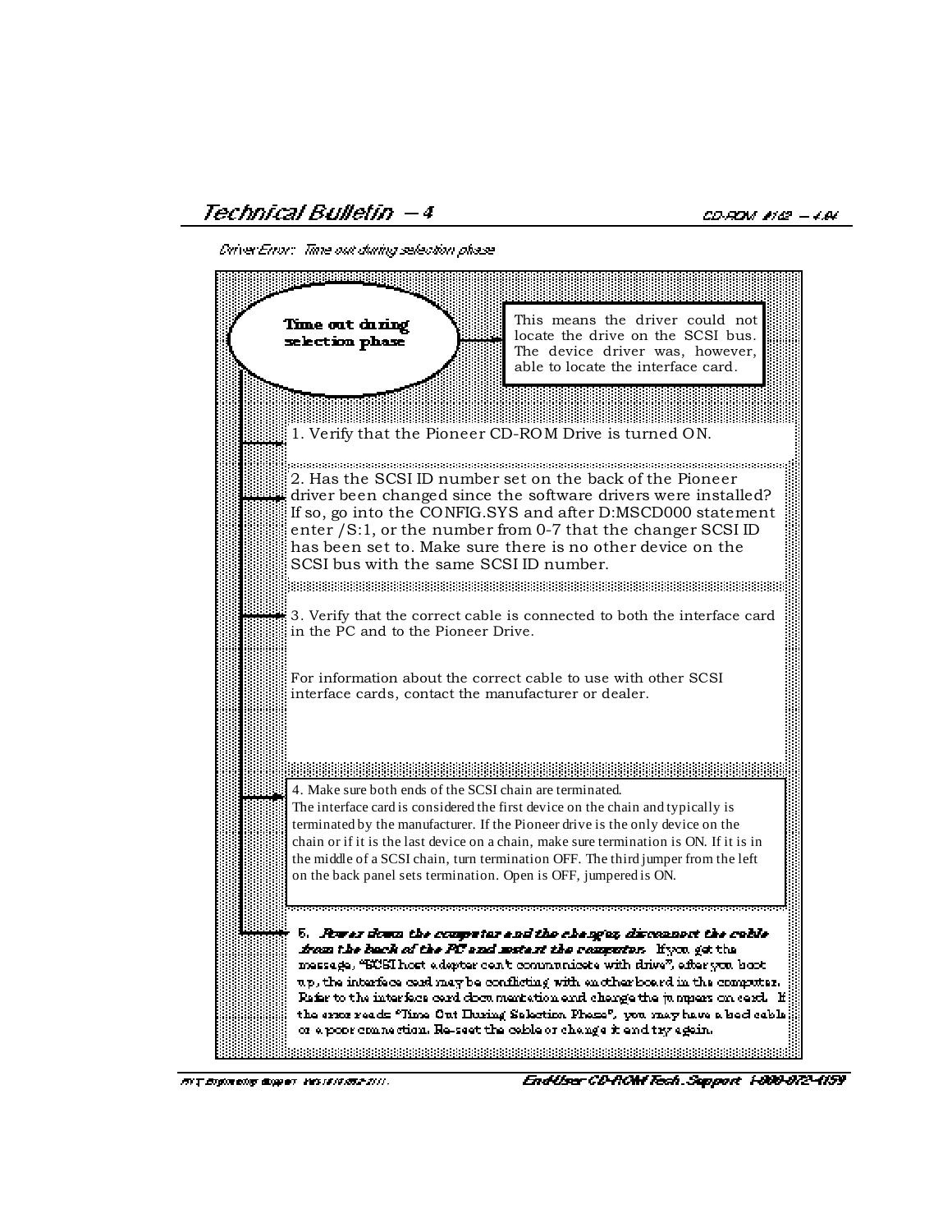Driver Error: Time out during selection phase

**Time out during selection phase**

This means the driver could not locate the drive on the SCSI bus. The device driver was, however, able to locate the interface card.

1. Verify that the Pioneer CD-ROM Drive is turned ON.

2. Has the SCSI ID number set on the back of the Pioneer driver been changed since the software drivers were installed? If so, go into the CONFIG.SYS and after D:MSCD000 statement enter /S:1, or the number from 0-7 that the changer SCSI ID has been set to. Make sure there is no other device on the SCSI bus with the same SCSI ID number.

3. Verify that the correct cable is connected to both the interface card in the PC and to the Pioneer Drive.

For information about the correct cable to use with other SCSI interface cards, contact the manufacturer or dealer.

4. Make sure both ends of the SCSI chain are terminated.
The interface card is considered the first device on the chain and typically is terminated by the manufacturer. If the Pioneer drive is the only device on the chain or if it is the last device on a chain, make sure termination is ON. If it is in the middle of a SCSI chain, turn termination OFF. The third jumper from the left on the back panel sets termination. Open is OFF, jumpered is ON.

5. ***Power down the computer and the changer, disconnect the cable from the back of the PC and restart the computer.*** If you get the message, "SCSI host adapter can't communicate with drive", after you boot up, the interface card may be conflicting with another board in the computer. Refer to the interface card documentation and change the jumpers on card. If the error reads "Time Out During Selection Phase", you may have a bad cable or a poor connection. Re-seat the cable or change it and try again.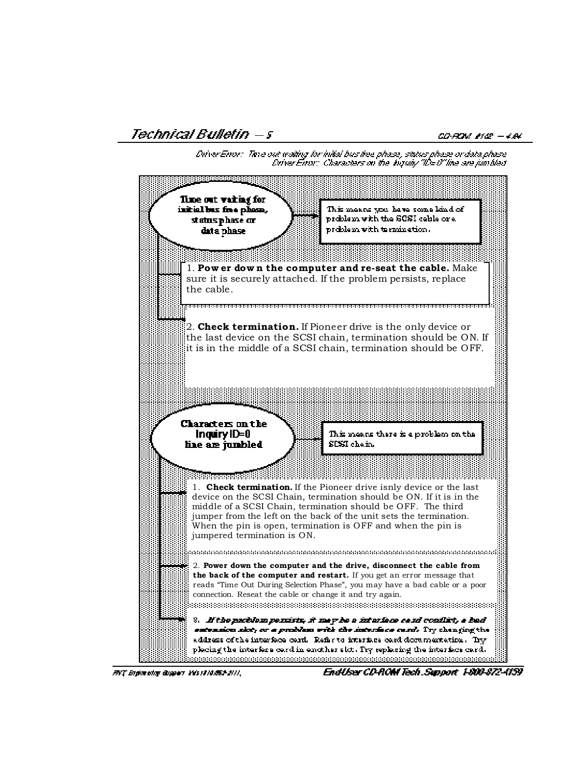Driver Error: Time out waiting for initial bus free phase, status phase or data phase
Driver Error: Characters on the Inquiry "ID=0" line are jumbled

## Time out waiting for initial bus free phase, status phase or data phase

This means you have some kind of problem with the SCSI cable or a problem with termination.

1. **Power down the computer and re-seat the cable.** Make sure it is securely attached. If the problem persists, replace the cable.

2. **Check termination.** If Pioneer drive is the only device or the last device on the SCSI chain, termination should be ON. If it is in the middle of a SCSI chain, termination should be OFF.

## Characters on the Inquiry ID=0 line are jumbled

This means there is a problem on the SCSI chain.

1. **Check termination.** If the Pioneer drive isnly device or the last device on the SCSI Chain, termination should be ON. If it is in the middle of a SCSI Chain, termination should be OFF. The third jumper from the left on the back of the unit sets the termination. When the pin is open, termination is OFF and when the pin is jumpered termination is ON.

2. **Power down the computer and the drive, disconnect the cable from the back of the computer and restart.** If you get an error message that reads "Time Out During Selection Phase", you may have a bad cable or a poor connection. Reseat the cable or change it and try again.

3. ***If the problem persists, it may be a interface card conflict, a bad extension slot, or a problem with the interface card.*** Try changing the address of the interface card. Refer to interface card documentation. Try placing the interface card in another slot. Try replacing the interface card.

End-User CD-ROM Tech. Support 1-800-872-4159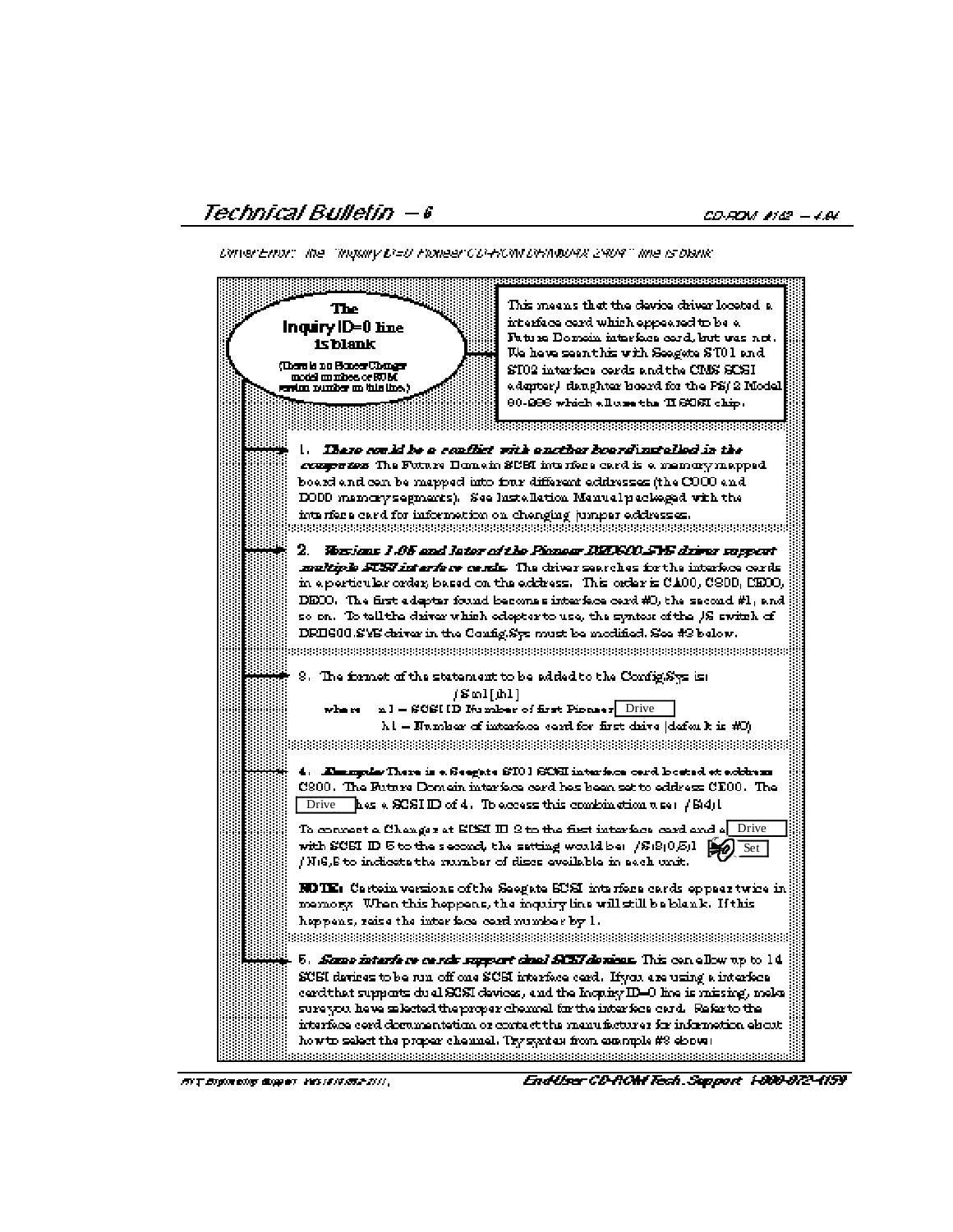Driver Error: The "Inquiry ID=0 Pioneer CD-ROM DRM604X 2404" line is blank

**The Inquiry ID=0 line is blank**

(There is no Pioneer Changer model number or ROM version number on this line.)

This means that the device driver located a interface card which appeared to be a Future Domain interface card, but was not. We have seen this with Seagate ST01 and ST02 interface cards and the CMS SCSI adapter/ daughter board for the PS/2 Model 80-888 which allows the TI SCSI chip.

1. ***There could be a conflict with another board installed in the computer.*** The Future Domain SCSI interface card is a memory mapped board and can be mapped into four different addresses (the C000 and D000 memory segments). See Installation Manual packaged with the interface card for information on changing jumper addresses.

2. ***Versions 1.05 and later of the Pioneer DRDS600.SYS driver support multiple SCSI interface cards.*** The driver searches for the interface cards in a particular order, based on the address. This order is CA00, C800, DE00, DE00. The first adapter found becomes interface card #0, the second #1, and so on. To tell the driver which adapter to use, the syntax of the /S switch of DRDS600.SYS driver in the Config.Sys must be modified. See #3 below.

3. The format of the statement to be added to the Config.Sys is:

   /S:n1[,h1]

   where n1 = SCSI ID Number of first Pioneer Drive

   h1 = Number of interface card for first drive (default is #0)

4. ***Example:*** There is a Seagate ST01 SCSI interface card located at address C800. The Future Domain interface card has been set to address CE00. The Drive has a SCSI ID of 4. To access this combination use: /S:4,1

   To connect a Changer at SCSI ID 2 to the first interface card and a Drive with SCSI ID 5 to the second, the setting would be: /S:2,0,5,1 Set /N:6,8 to indicate the number of discs available in each unit.

   **NOTE:** Certain versions of the Seagate SCSI interface cards appear twice in memory. When this happens, the inquiry line will still be blank. If this happens, raise the interface card number by 1.

5. ***Some interface cards support dual SCSI devices.*** This can allow up to 14 SCSI devices to be run off one SCSI interface card. If you are using a interface card that supports dual SCSI devices, and the Inquiry ID=0 line is missing, make sure you have selected the proper channel for the interface card. Refer to the interface card documentation or contact the manufacturer for information about how to select the proper channel. Try syntax from example #3 above.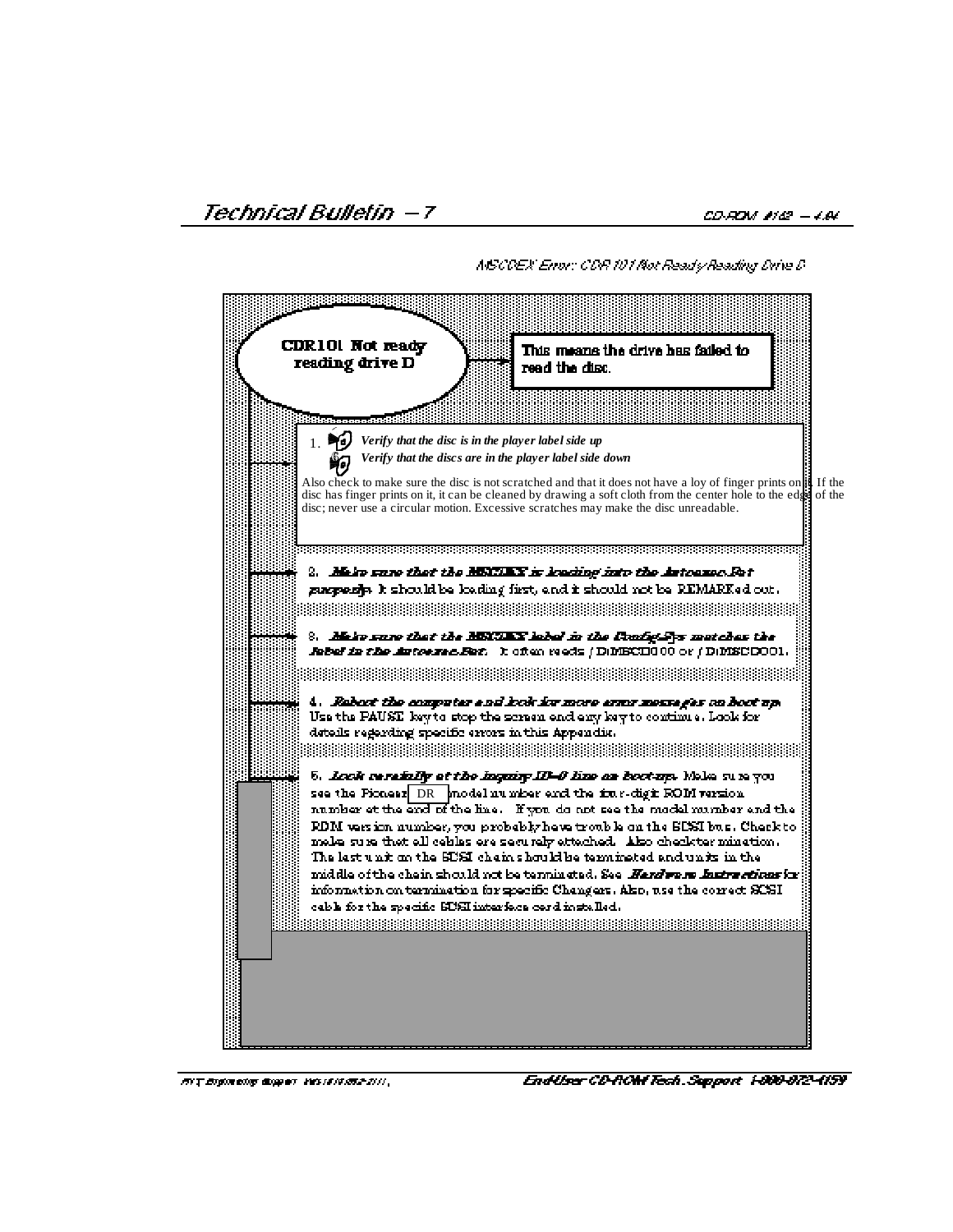MSCDEX Error: CDR101 Not Ready Reading Drive D

**CDR101 Not ready reading drive D**

**This means the drive has failed to read the disc.**

1. *Verify that the disc is in the player label side up*
   *Verify that the discs are in the player label side down*

Also check to make sure the disc is not scratched and that it does not have a loy of finger prints on it. If the disc has finger prints on it, it can be cleaned by drawing a soft cloth from the center hole to the edge of the disc; never use a circular motion. Excessive scratches may make the disc unreadable.

2. ***Make sure that the MSCDEX is loading into the Autoexec.Bat properly.*** It should be loading first, and it should not be REMARKed out.

3. ***Make sure that the MSCDEX label in the Config.Sys matches the label in the Autoexec.Bat.*** It often reads /D:MSCD000 or /D:MSCD001.

4. ***Reboot the computer and look for more error messages on boot up.*** Use the PAUSE key to stop the screen and any key to continue. Look for details regarding specific errors in this Appendix.

5. ***Look carefully at the inquiry ID=0 line on boot-up.*** Make sure you see the Pioneer DR model number and the four-digit ROM version number at the end of the line. If you do not see the model number and the ROM version number, you probably have trouble on the SCSI bus. Check to make sure that all cables are securely attached. Also check termination. The last unit on the SCSI chain should be terminated and units in the middle of the chain should not be terminated. See ***Hardware Instructions*** for information on termination for specific Changers. Also, use the correct SCSI cable for the specific SCSI interface card installed.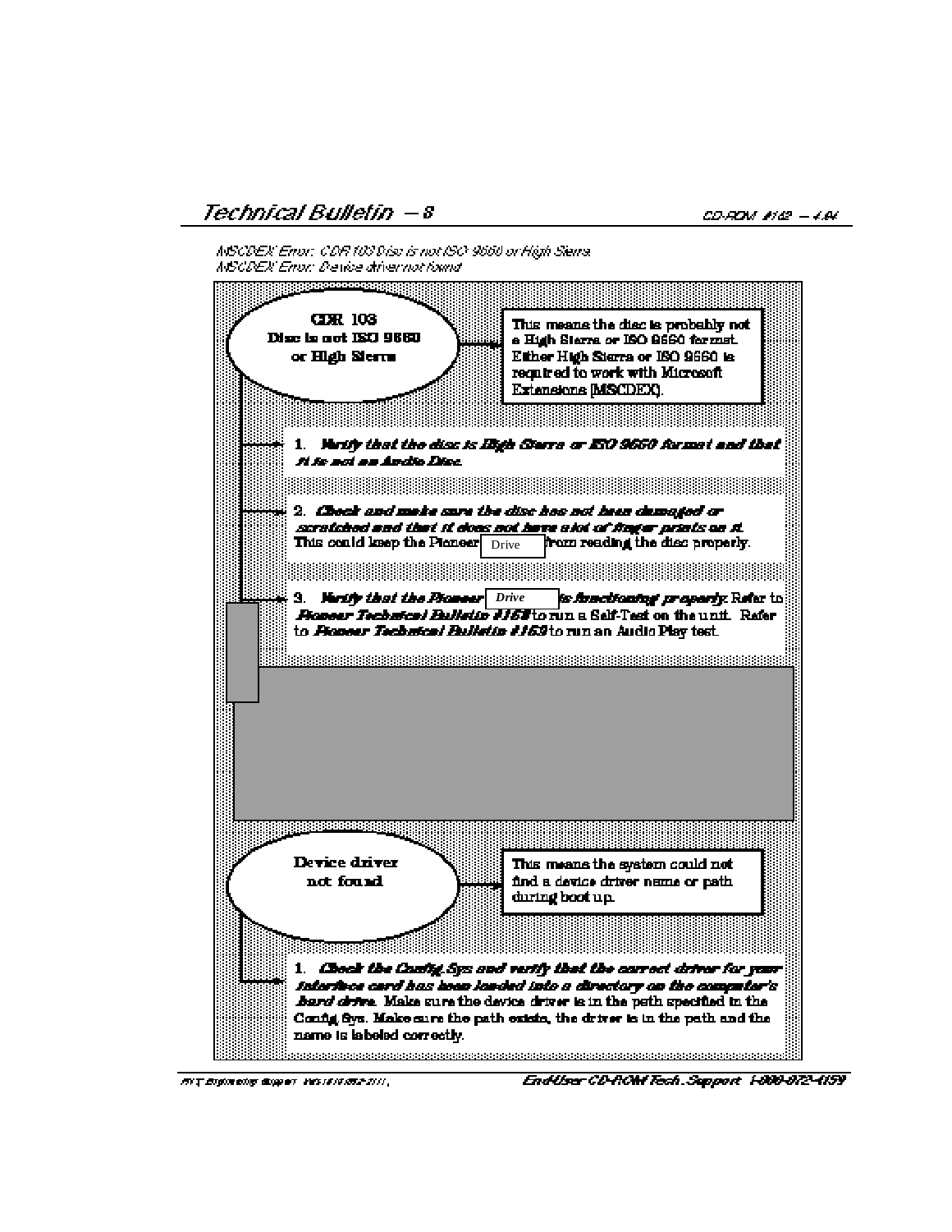MSCDEX Error: CDR 103 Disc is not ISO 9660 or High Sierra
MSCDEX Error: Device driver not found

**CDR 103 Disc is not ISO 9660 or High Sierra**

This means the disc is probably not a High Sierra or ISO 9660 format. Either High Sierra or ISO 9660 is required to work with Microsoft Extensions (MSCDEX).

1. ***Verify that the disc is High Sierra or ISO 9660 format and that it is not an Audio Disc.***

2. ***Check and make sure the disc has not been damaged or scratched and that it does not have a lot of finger prints on it.*** This could keep the Pioneer Drive from reading the disc properly.

3. ***Verify that the Pioneer Drive is functioning properly.*** Refer to ***Pioneer Technical Bulletin #168*** to run a Self-Test on the unit. Refer to ***Pioneer Technical Bulletin #169*** to run an Audio Play test.

**Device driver not found**

This means the system could not find a device driver name or path during boot up.

1. ***Check the Config.Sys and verify that the correct driver for your interface card has been loaded into a directory on the computer's hard drive.*** Make sure the device driver is in the path specified in the Config.Sys. Make sure the path exists, the driver is in the path and the name is labeled correctly.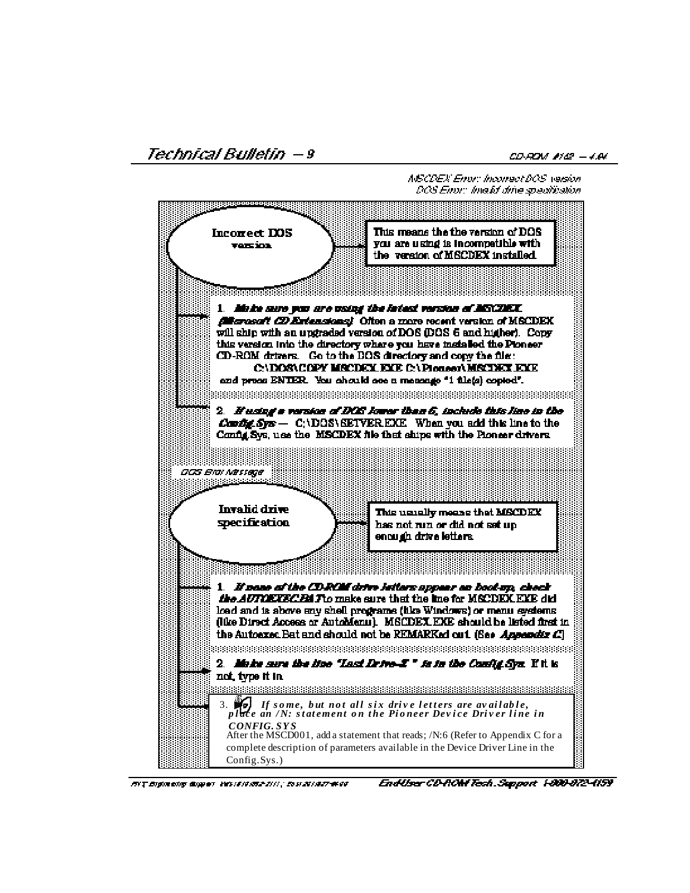MSCDEX Error: Incorrect DOS version
DOS Error: Invalid drive specification

## Incorrect DOS version

This means the the version of DOS you are using is incompatible with the version of MSCDEX installed.

1. ***Make sure you are using the latest version of MSCDEX (Microsoft CD Extensions)*** Often a more recent version of MSCDEX will ship with an upgraded version of DOS (DOS 6 and higher). Copy this version into the directory where you have installed the Pioneer CD-ROM drivers. Go to the DOS directory and copy the file:

   **C:\DOS\COPY MSCDEX.EXE C:\Pioneer\MSCDEX.EXE**

   and press ENTER. You should see a message "1 file(s) copied".

2. ***If using a version of DOS lower than 6, include this line in the Config.Sys*** — C:\DOS\SETVER.EXE When you add this line to the Config.Sys, use the MSCDEX file that ships with the Pioneer drivers.

DOS Error Message

## Invalid drive specification

This usually means that MSCDEX has not run or did not set up enough drive letters.

1. ***If none of the CD-ROM drive letters appear on boot-up, check the AUTOEXEC.BAT*** to make sure that the line for MSCDEX.EXE did load and is above any shell programs (like Windows) or menu systems (like Direct Access or AutoMenu). MSCDEX.EXE should be listed first in the Autoexec.Bat and should not be REMARKed out. (See ***Appendix C***)

2. ***Make sure the line "Last Drive=Z" is in the Config.Sys.*** If it is not, type it in.

3. ***If some, but not all six drive letters are available, place an /N: statement on the Pioneer Device Driver line in CONFIG.SYS***

   After the MSCD001, add a statement that reads; /N:6 (Refer to Appendix C for a complete description of parameters available in the Device Driver Line in the Config.Sys.)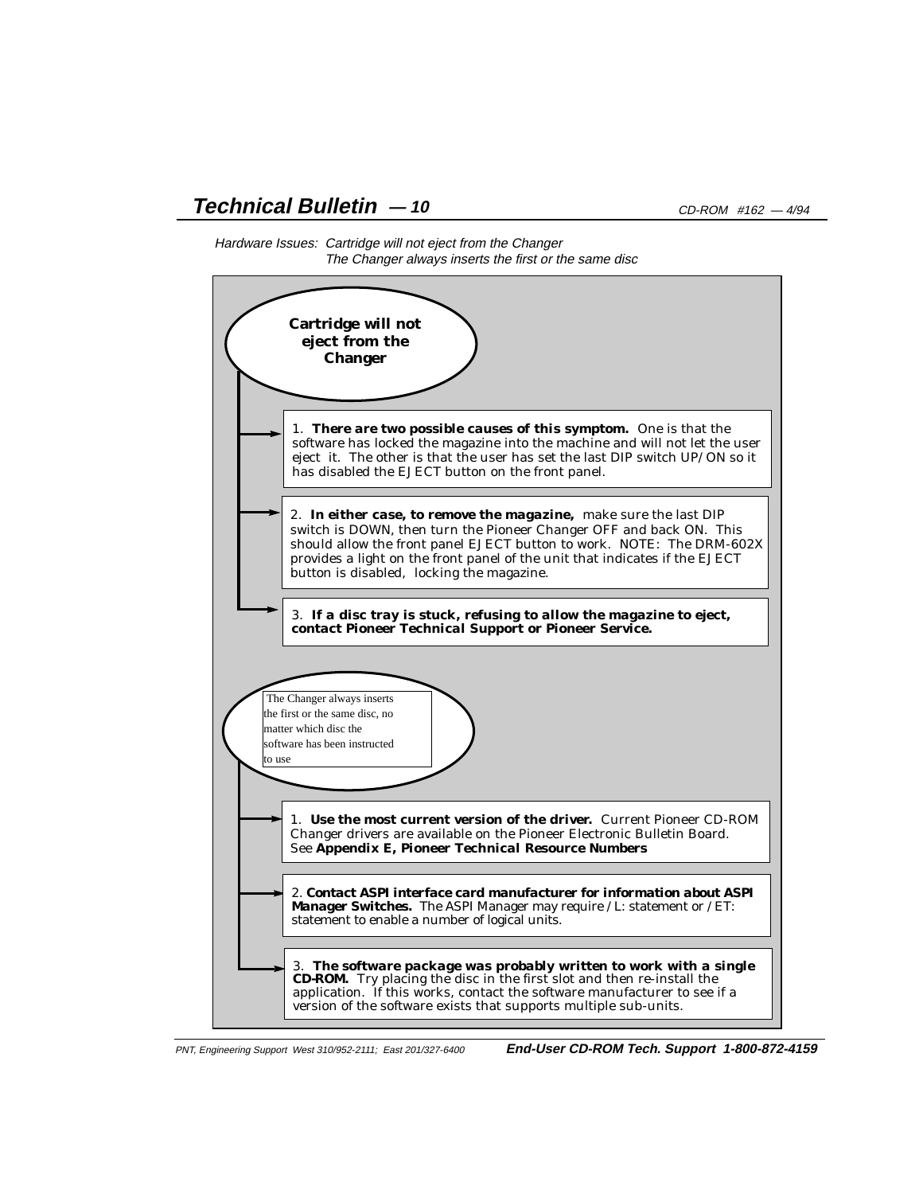*Hardware Issues: Cartridge will not eject from the Changer*
*The Changer always inserts the first or the same disc*

## Cartridge will not eject from the Changer

1. **There are two possible causes of this symptom.** One is that the software has locked the magazine into the machine and will not let the user eject it. The other is that the user has set the last DIP switch UP/ON so it has disabled the EJECT button on the front panel.

2. **In either case, to remove the magazine,** make sure the last DIP switch is DOWN, then turn the Pioneer Changer OFF and back ON. This should allow the front panel EJECT button to work. NOTE: The DRM-602X provides a light on the front panel of the unit that indicates if the EJECT button is disabled, locking the magazine.

3. **If a disc tray is stuck, refusing to allow the magazine to eject, contact Pioneer Technical Support or Pioneer Service.**

## The Changer always inserts the first or the same disc, no matter which disc the software has been instructed to use

1. **Use the most current version of the driver.** Current Pioneer CD-ROM Changer drivers are available on the Pioneer Electronic Bulletin Board. See **Appendix E, Pioneer Technical Resource Numbers**

2. **Contact ASPI interface card manufacturer for information about ASPI Manager Switches.** The ASPI Manager may require /L: statement or /ET: statement to enable a number of logical units.

3. **The software package was probably written to work with a single CD-ROM.** Try placing the disc in the first slot and then re-install the application. If this works, contact the software manufacturer to see if a version of the software exists that supports multiple sub-units.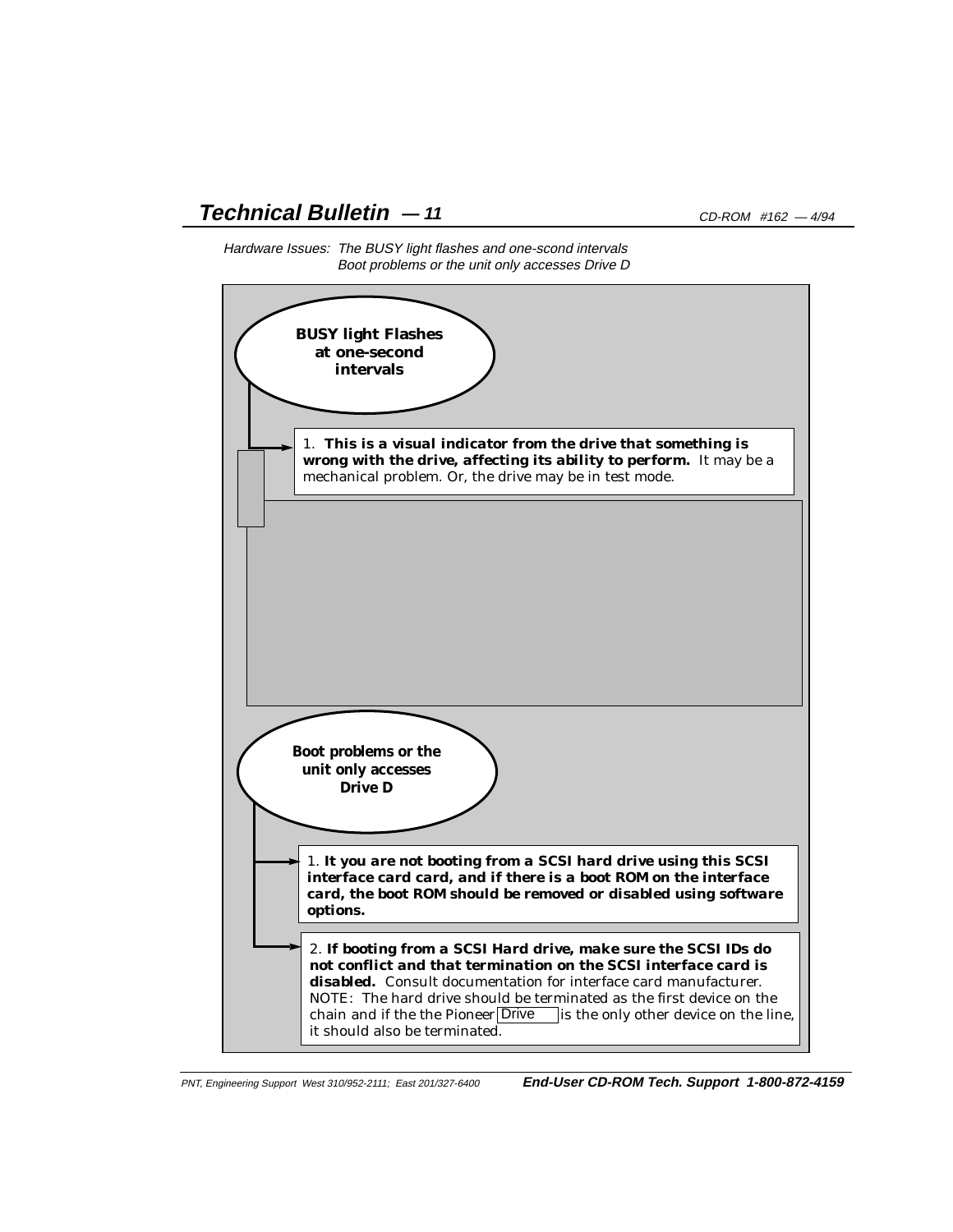Hardware Issues: The BUSY light flashes and one-scond intervals
Boot problems or the unit only accesses Drive D

**BUSY light Flashes at one-second intervals**

1. **This is a visual indicator from the drive that something is wrong with the drive, affecting its ability to perform.** It may be a mechanical problem. Or, the drive may be in test mode.

**Boot problems or the unit only accesses Drive D**

1. **It you are not booting from a SCSI hard drive using this SCSI interface card card, and if there is a boot ROM on the interface card, the boot ROM should be removed or disabled using software options.**

2. **If booting from a SCSI Hard drive, make sure the SCSI IDs do not conflict and that termination on the SCSI interface card is disabled.** Consult documentation for interface card manufacturer. NOTE: The hard drive should be terminated as the first device on the chain and if the the Pioneer Drive is the only other device on the line, it should also be terminated.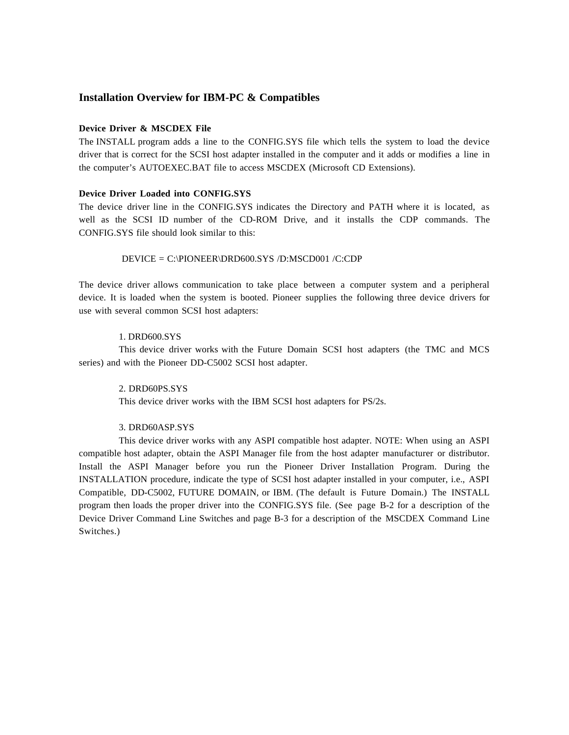## Installation Overview for IBM-PC & Compatibles

**Device Driver & MSCDEX File**

The INSTALL program adds a line to the CONFIG.SYS file which tells the system to load the device driver that is correct for the SCSI host adapter installed in the computer and it adds or modifies a line in the computer's AUTOEXEC.BAT file to access MSCDEX (Microsoft CD Extensions).

**Device Driver Loaded into CONFIG.SYS**

The device driver line in the CONFIG.SYS indicates the Directory and PATH where it is located, as well as the SCSI ID number of the CD-ROM Drive, and it installs the CDP commands. The CONFIG.SYS file should look similar to this:

```
DEVICE = C:\PIONEER\DRD600.SYS /D:MSCD001 /C:CDP
```

The device driver allows communication to take place between a computer system and a peripheral device. It is loaded when the system is booted. Pioneer supplies the following three device drivers for use with several common SCSI host adapters:

1. DRD600.SYS
   This device driver works with the Future Domain SCSI host adapters (the TMC and MCS series) and with the Pioneer DD-C5002 SCSI host adapter.

2. DRD60PS.SYS
   This device driver works with the IBM SCSI host adapters for PS/2s.

3. DRD60ASP.SYS
   This device driver works with any ASPI compatible host adapter. NOTE: When using an ASPI compatible host adapter, obtain the ASPI Manager file from the host adapter manufacturer or distributor. Install the ASPI Manager before you run the Pioneer Driver Installation Program. During the INSTALLATION procedure, indicate the type of SCSI host adapter installed in your computer, i.e., ASPI Compatible, DD-C5002, FUTURE DOMAIN, or IBM. (The default is Future Domain.) The INSTALL program then loads the proper driver into the CONFIG.SYS file. (See page B-2 for a description of the Device Driver Command Line Switches and page B-3 for a description of the MSCDEX Command Line Switches.)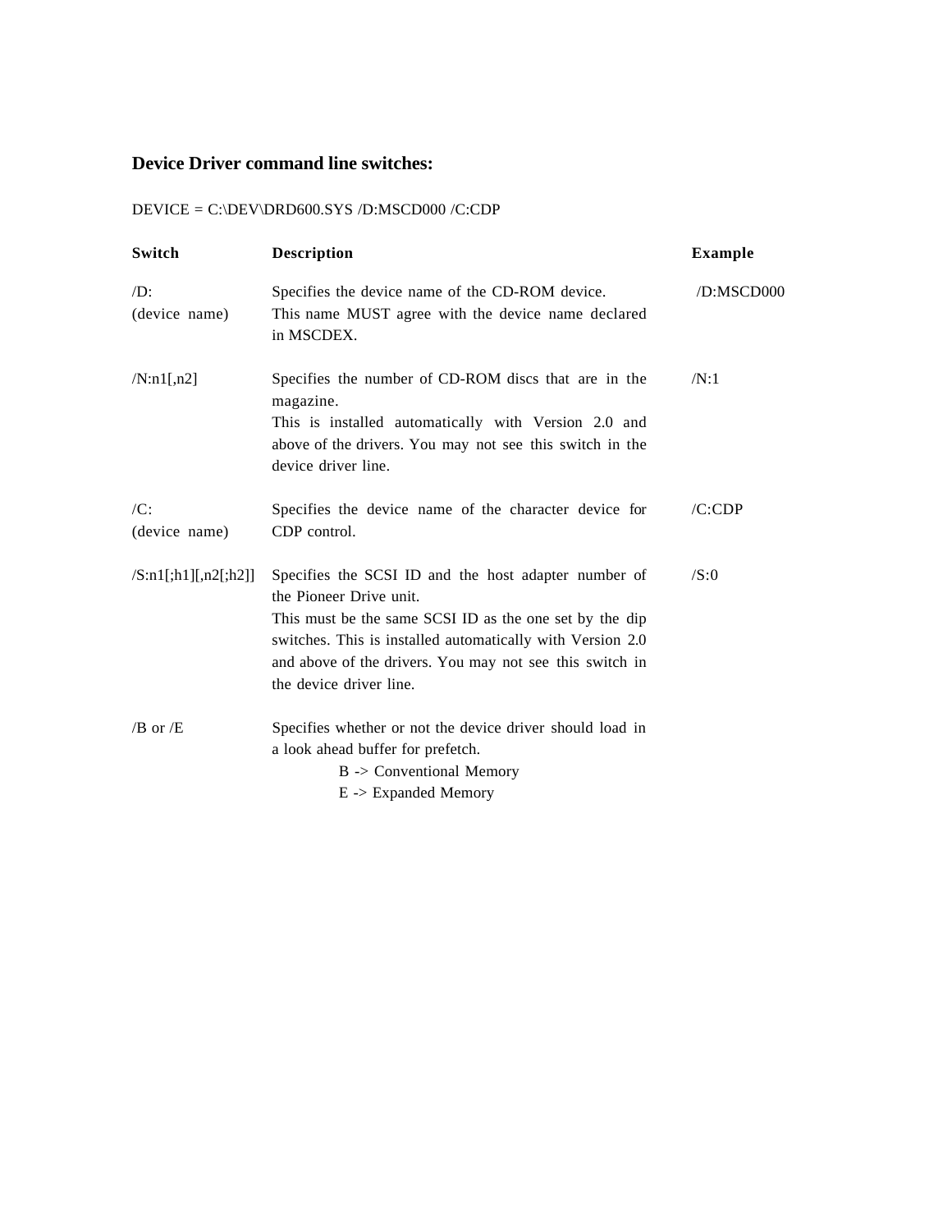## Device Driver command line switches:

DEVICE = C:\DEV\DRD600.SYS /D:MSCD000 /C:CDP

| Switch | Description | Example |
|---|---|---|
| /D:<br>(device name) | Specifies the device name of the CD-ROM device.<br>This name MUST agree with the device name declared in MSCDEX. | /D:MSCD000 |
| /N:n1[,n2] | Specifies the number of CD-ROM discs that are in the magazine.<br>This is installed automatically with Version 2.0 and above of the drivers. You may not see this switch in the device driver line. | /N:1 |
| /C:<br>(device name) | Specifies the device name of the character device for CDP control. | /C:CDP |
| /S:n1[;h1][,n2[;h2]] | Specifies the SCSI ID and the host adapter number of the Pioneer Drive unit.<br>This must be the same SCSI ID as the one set by the dip switches. This is installed automatically with Version 2.0 and above of the drivers. You may not see this switch in the device driver line. | /S:0 |
| /B or /E | Specifies whether or not the device driver should load in a look ahead buffer for prefetch.<br>B -> Conventional Memory<br>E -> Expanded Memory | |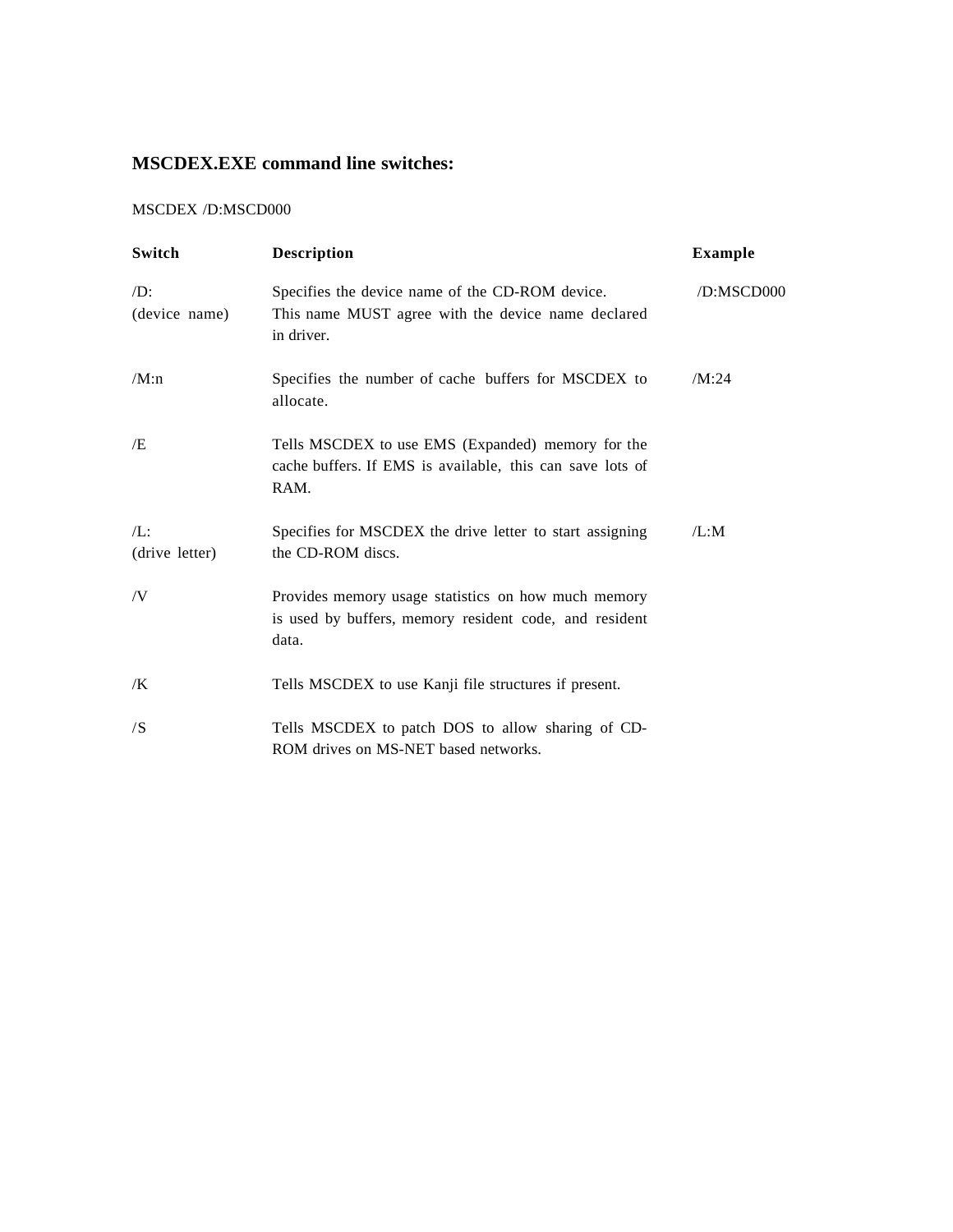## MSCDEX.EXE command line switches:

MSCDEX /D:MSCD000

| Switch | Description | Example |
|---|---|---|
| /D: (device name) | Specifies the device name of the CD-ROM device. This name MUST agree with the device name declared in driver. | /D:MSCD000 |
| /M:n | Specifies the number of cache buffers for MSCDEX to allocate. | /M:24 |
| /E | Tells MSCDEX to use EMS (Expanded) memory for the cache buffers. If EMS is available, this can save lots of RAM. | |
| /L: (drive letter) | Specifies for MSCDEX the drive letter to start assigning the CD-ROM discs. | /L:M |
| /V | Provides memory usage statistics on how much memory is used by buffers, memory resident code, and resident data. | |
| /K | Tells MSCDEX to use Kanji file structures if present. | |
| /S | Tells MSCDEX to patch DOS to allow sharing of CD-ROM drives on MS-NET based networks. | |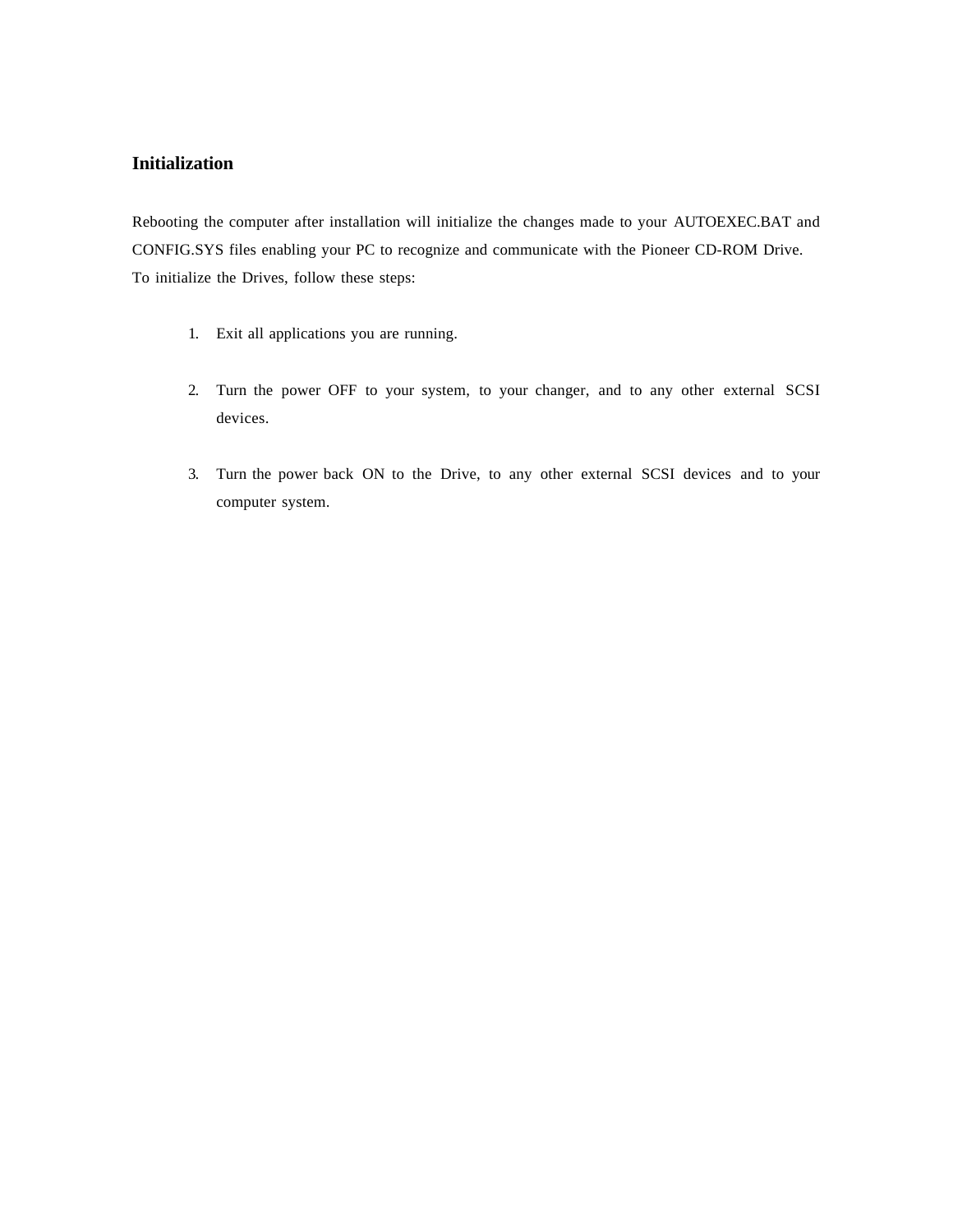## Initialization

Rebooting the computer after installation will initialize the changes made to your AUTOEXEC.BAT and CONFIG.SYS files enabling your PC to recognize and communicate with the Pioneer CD-ROM Drive.
To initialize the Drives, follow these steps:

1. Exit all applications you are running.

2. Turn the power OFF to your system, to your changer, and to any other external SCSI devices.

3. Turn the power back ON to the Drive, to any other external SCSI devices and to your computer system.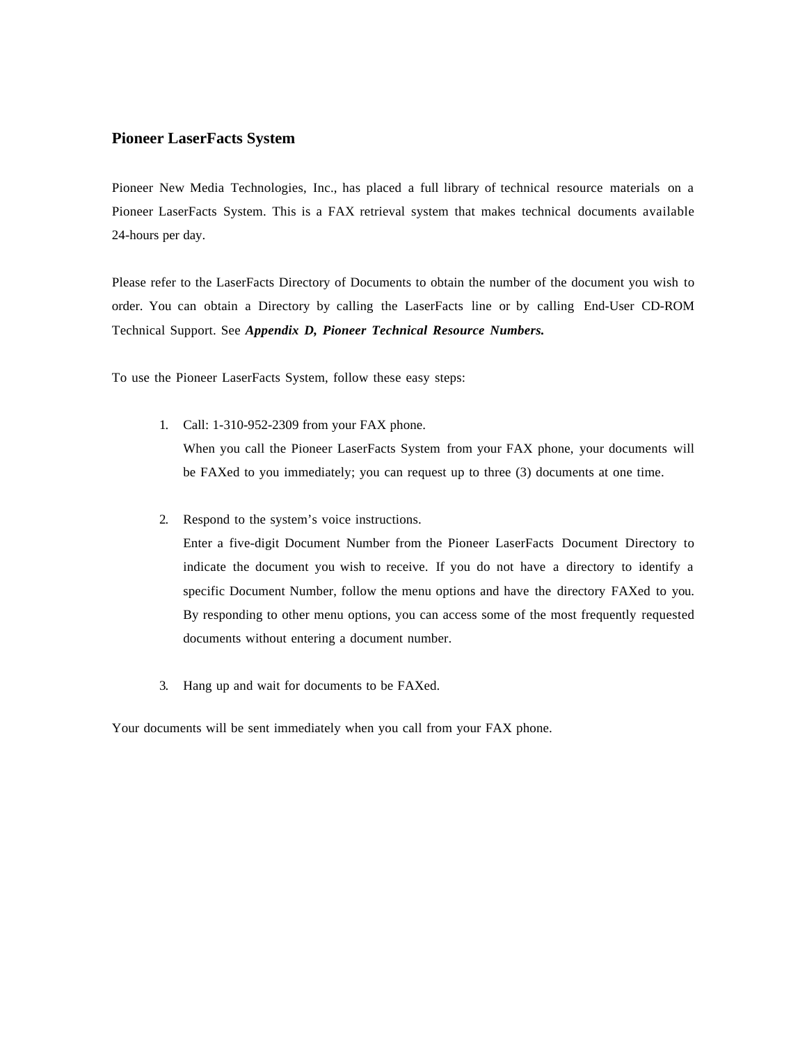## Pioneer LaserFacts System

Pioneer New Media Technologies, Inc., has placed a full library of technical resource materials on a Pioneer LaserFacts System. This is a FAX retrieval system that makes technical documents available 24-hours per day.

Please refer to the LaserFacts Directory of Documents to obtain the number of the document you wish to order. You can obtain a Directory by calling the LaserFacts line or by calling End-User CD-ROM Technical Support. See ***Appendix D, Pioneer Technical Resource Numbers.***

To use the Pioneer LaserFacts System, follow these easy steps:

1. Call: 1-310-952-2309 from your FAX phone.
   When you call the Pioneer LaserFacts System from your FAX phone, your documents will be FAXed to you immediately; you can request up to three (3) documents at one time.

2. Respond to the system's voice instructions.
   Enter a five-digit Document Number from the Pioneer LaserFacts Document Directory to indicate the document you wish to receive. If you do not have a directory to identify a specific Document Number, follow the menu options and have the directory FAXed to you. By responding to other menu options, you can access some of the most frequently requested documents without entering a document number.

3. Hang up and wait for documents to be FAXed.

Your documents will be sent immediately when you call from your FAX phone.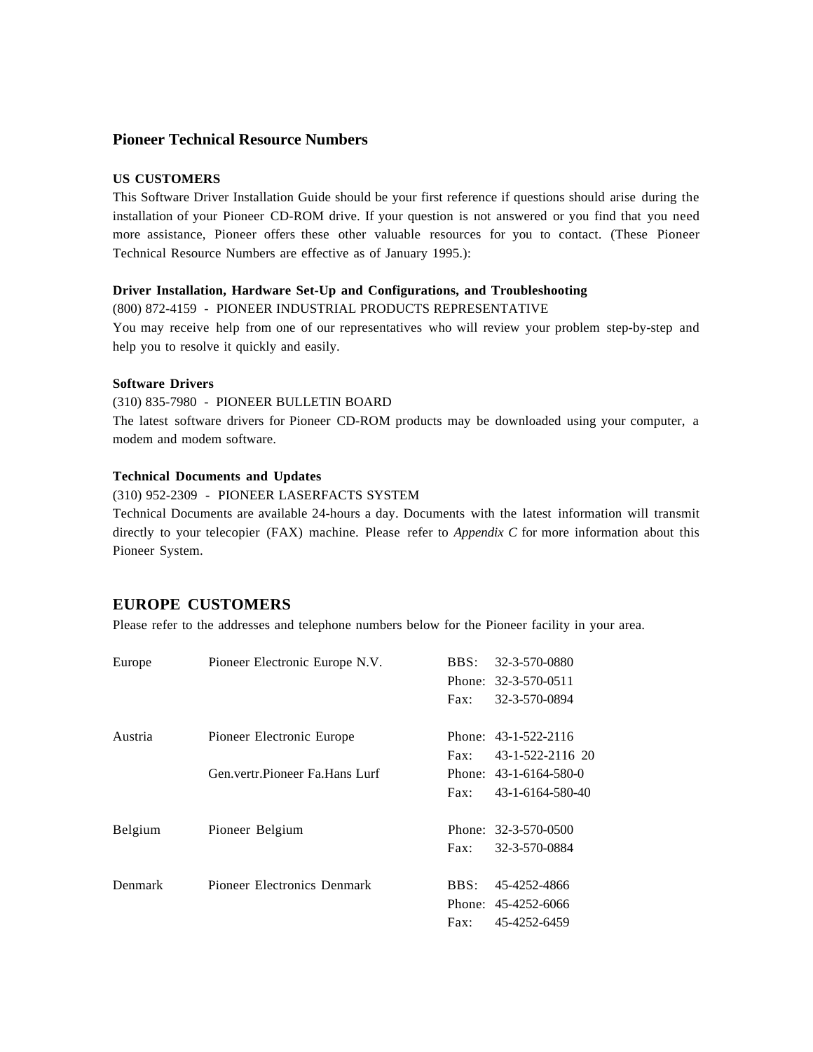## Pioneer Technical Resource Numbers

**US CUSTOMERS**

This Software Driver Installation Guide should be your first reference if questions should arise during the installation of your Pioneer CD-ROM drive. If your question is not answered or you find that you need more assistance, Pioneer offers these other valuable resources for you to contact. (These Pioneer Technical Resource Numbers are effective as of January 1995.):

**Driver Installation, Hardware Set-Up and Configurations, and Troubleshooting**

(800) 872-4159 - PIONEER INDUSTRIAL PRODUCTS REPRESENTATIVE

You may receive help from one of our representatives who will review your problem step-by-step and help you to resolve it quickly and easily.

**Software Drivers**

(310) 835-7980 - PIONEER BULLETIN BOARD

The latest software drivers for Pioneer CD-ROM products may be downloaded using your computer, a modem and modem software.

**Technical Documents and Updates**

(310) 952-2309 - PIONEER LASERFACTS SYSTEM

Technical Documents are available 24-hours a day. Documents with the latest information will transmit directly to your telecopier (FAX) machine. Please refer to *Appendix C* for more information about this Pioneer System.

## EUROPE CUSTOMERS

Please refer to the addresses and telephone numbers below for the Pioneer facility in your area.

| | | | |
|---|---|---|---|
| Europe | Pioneer Electronic Europe N.V. | BBS: | 32-3-570-0880 |
| | | Phone: | 32-3-570-0511 |
| | | Fax: | 32-3-570-0894 |
| Austria | Pioneer Electronic Europe | Phone: | 43-1-522-2116 |
| | | Fax: | 43-1-522-2116 20 |
| | Gen.vertr.Pioneer Fa.Hans Lurf | Phone: | 43-1-6164-580-0 |
| | | Fax: | 43-1-6164-580-40 |
| Belgium | Pioneer Belgium | Phone: | 32-3-570-0500 |
| | | Fax: | 32-3-570-0884 |
| Denmark | Pioneer Electronics Denmark | BBS: | 45-4252-4866 |
| | | Phone: | 45-4252-6066 |
| | | Fax: | 45-4252-6459 |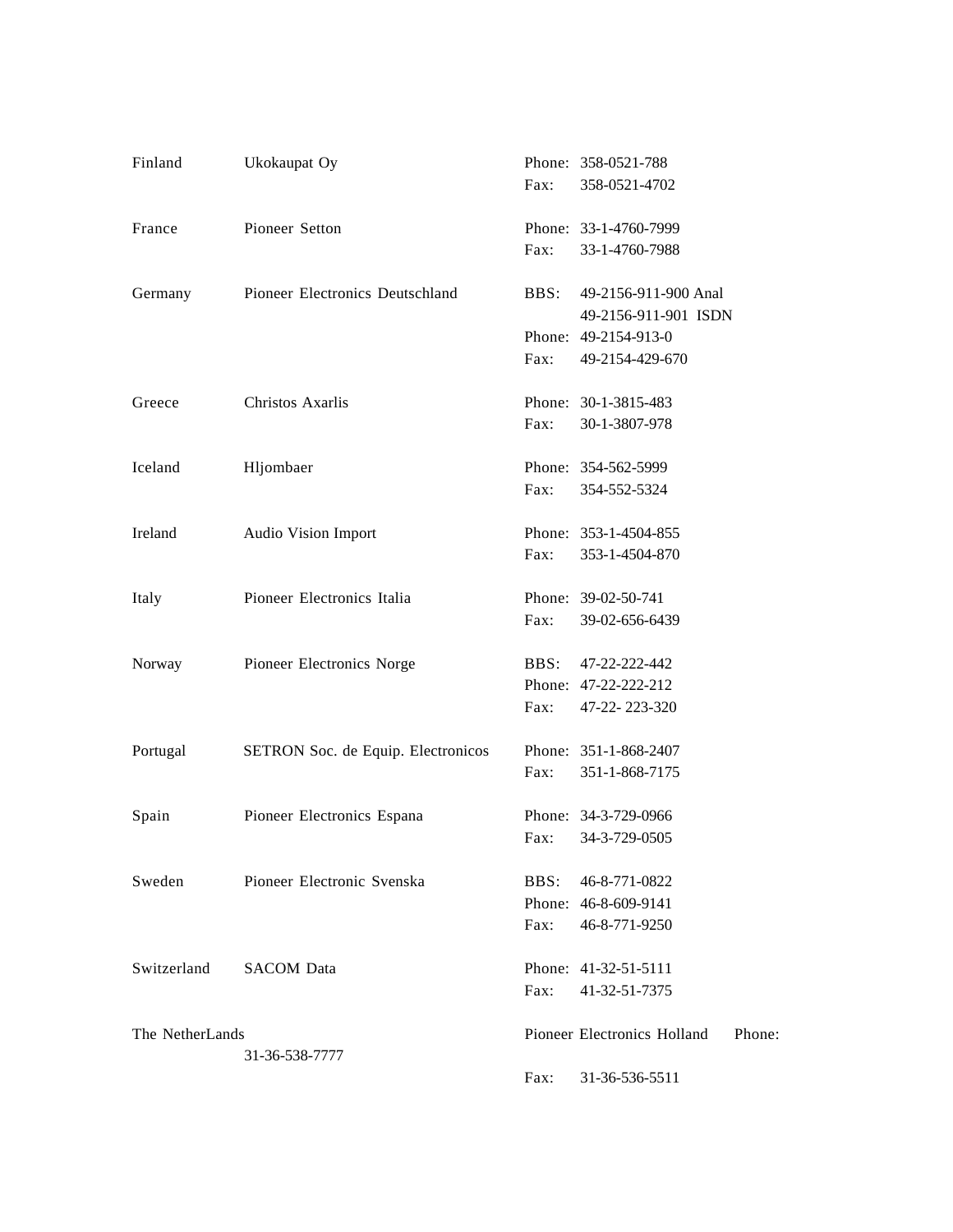| Country | Distributor | Contact |
|---|---|---|
| Finland | Ukokaupat Oy | Phone: 358-0521-788<br>Fax: 358-0521-4702 |
| France | Pioneer Setton | Phone: 33-1-4760-7999<br>Fax: 33-1-4760-7988 |
| Germany | Pioneer Electronics Deutschland | BBS: 49-2156-911-900 Anal<br>49-2156-911-901 ISDN<br>Phone: 49-2154-913-0<br>Fax: 49-2154-429-670 |
| Greece | Christos Axarlis | Phone: 30-1-3815-483<br>Fax: 30-1-3807-978 |
| Iceland | Hljombaer | Phone: 354-562-5999<br>Fax: 354-552-5324 |
| Ireland | Audio Vision Import | Phone: 353-1-4504-855<br>Fax: 353-1-4504-870 |
| Italy | Pioneer Electronics Italia | Phone: 39-02-50-741<br>Fax: 39-02-656-6439 |
| Norway | Pioneer Electronics Norge | BBS: 47-22-222-442<br>Phone: 47-22-222-212<br>Fax: 47-22- 223-320 |
| Portugal | SETRON Soc. de Equip. Electronicos | Phone: 351-1-868-2407<br>Fax: 351-1-868-7175 |
| Spain | Pioneer Electronics Espana | Phone: 34-3-729-0966<br>Fax: 34-3-729-0505 |
| Sweden | Pioneer Electronic Svenska | BBS: 46-8-771-0822<br>Phone: 46-8-609-9141<br>Fax: 46-8-771-9250 |
| Switzerland | SACOM Data | Phone: 41-32-51-5111<br>Fax: 41-32-51-7375 |
| The NetherLands | Pioneer Electronics Holland | Phone: 31-36-538-7777<br>Fax: 31-36-536-5511 |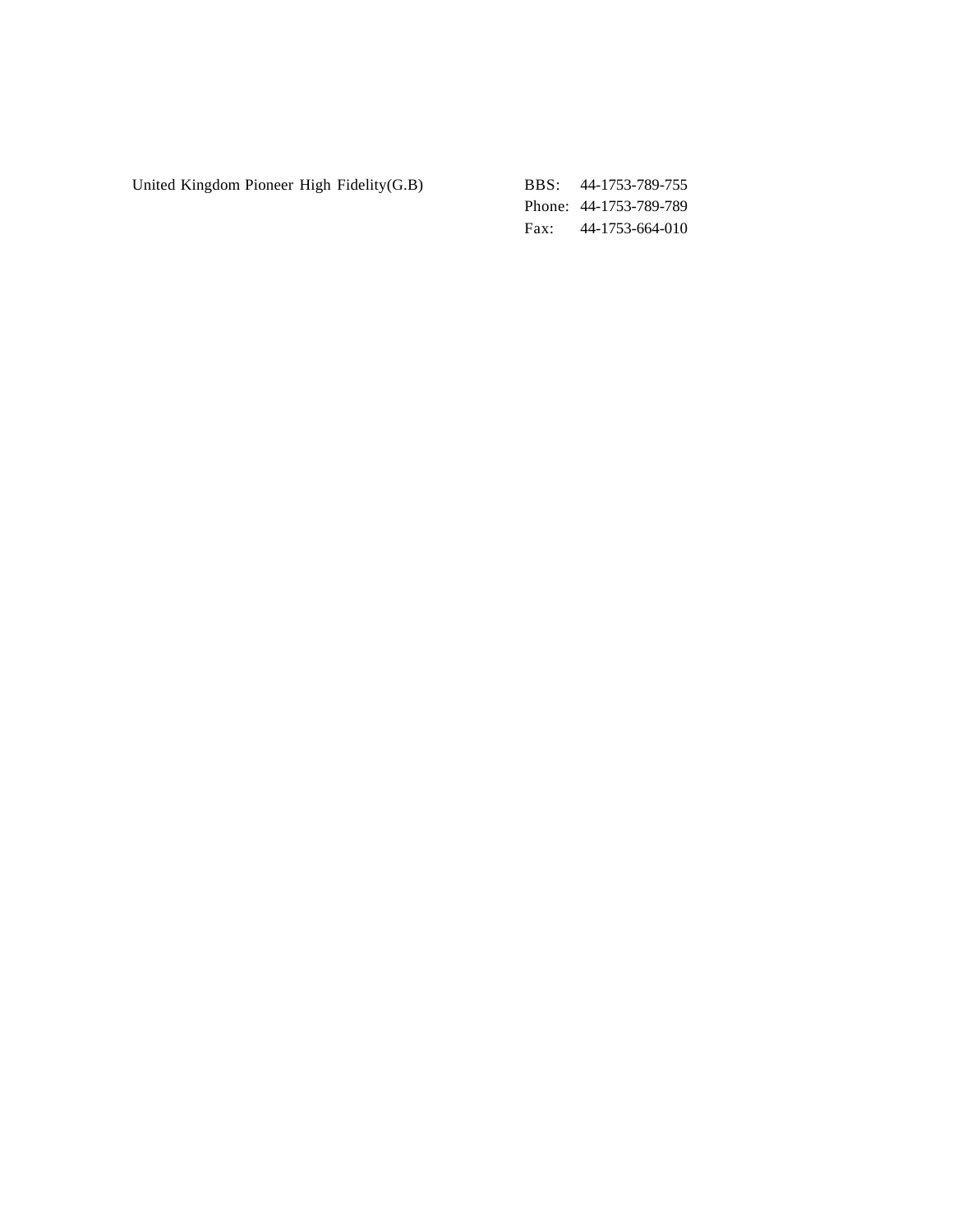| | | |
|---|---|---|
| United Kingdom Pioneer High Fidelity(G.B) | BBS: | 44-1753-789-755 |
| | Phone: | 44-1753-789-789 |
| | Fax: | 44-1753-664-010 |